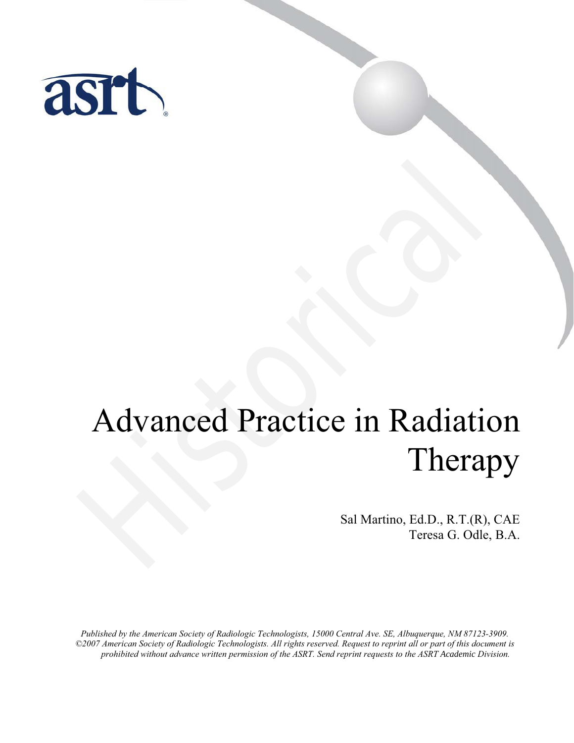# Advanced Practice in Radiation Therapy

Sal Martino, Ed.D., R.T.(R), CAE
Teresa G. Odle, B.A.

*Published by the American Society of Radiologic Technologists, 15000 Central Ave. SE, Albuquerque, NM 87123-3909. ©2007 American Society of Radiologic Technologists. All rights reserved. Request to reprint all or part of this document is prohibited without advance written permission of the ASRT. Send reprint requests to the ASRT Academic Division.*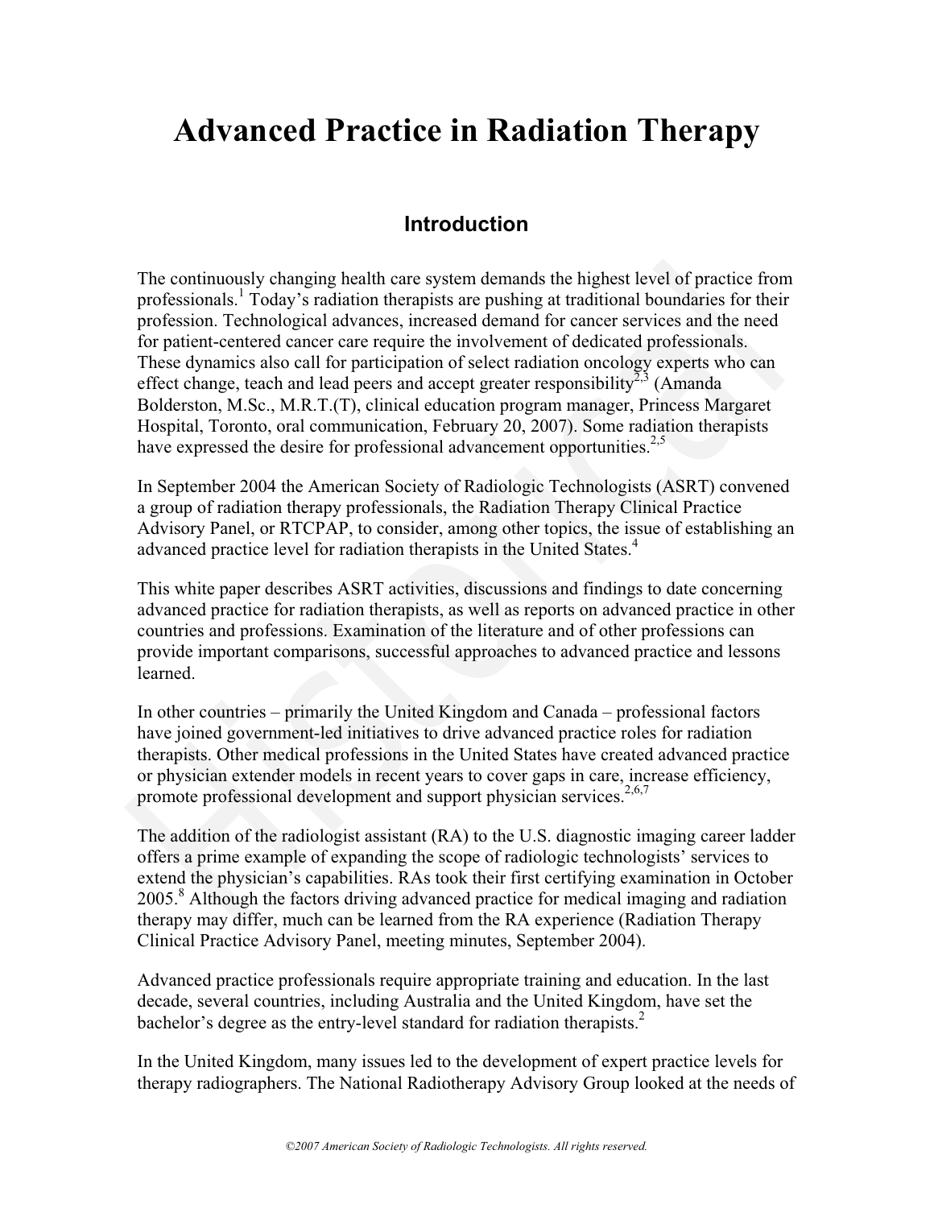# Advanced Practice in Radiation Therapy

## Introduction

The continuously changing health care system demands the highest level of practice from professionals.[1] Today's radiation therapists are pushing at traditional boundaries for their profession. Technological advances, increased demand for cancer services and the need for patient-centered cancer care require the involvement of dedicated professionals. These dynamics also call for participation of select radiation oncology experts who can effect change, teach and lead peers and accept greater responsibility[2,3] (Amanda Bolderston, M.Sc., M.R.T.(T), clinical education program manager, Princess Margaret Hospital, Toronto, oral communication, February 20, 2007). Some radiation therapists have expressed the desire for professional advancement opportunities.[2,5]

In September 2004 the American Society of Radiologic Technologists (ASRT) convened a group of radiation therapy professionals, the Radiation Therapy Clinical Practice Advisory Panel, or RTCPAP, to consider, among other topics, the issue of establishing an advanced practice level for radiation therapists in the United States.[4]

This white paper describes ASRT activities, discussions and findings to date concerning advanced practice for radiation therapists, as well as reports on advanced practice in other countries and professions. Examination of the literature and of other professions can provide important comparisons, successful approaches to advanced practice and lessons learned.

In other countries – primarily the United Kingdom and Canada – professional factors have joined government-led initiatives to drive advanced practice roles for radiation therapists. Other medical professions in the United States have created advanced practice or physician extender models in recent years to cover gaps in care, increase efficiency, promote professional development and support physician services.[2,6,7]

The addition of the radiologist assistant (RA) to the U.S. diagnostic imaging career ladder offers a prime example of expanding the scope of radiologic technologists' services to extend the physician's capabilities. RAs took their first certifying examination in October 2005.[8] Although the factors driving advanced practice for medical imaging and radiation therapy may differ, much can be learned from the RA experience (Radiation Therapy Clinical Practice Advisory Panel, meeting minutes, September 2004).

Advanced practice professionals require appropriate training and education. In the last decade, several countries, including Australia and the United Kingdom, have set the bachelor's degree as the entry-level standard for radiation therapists.[2]

In the United Kingdom, many issues led to the development of expert practice levels for therapy radiographers. The National Radiotherapy Advisory Group looked at the needs of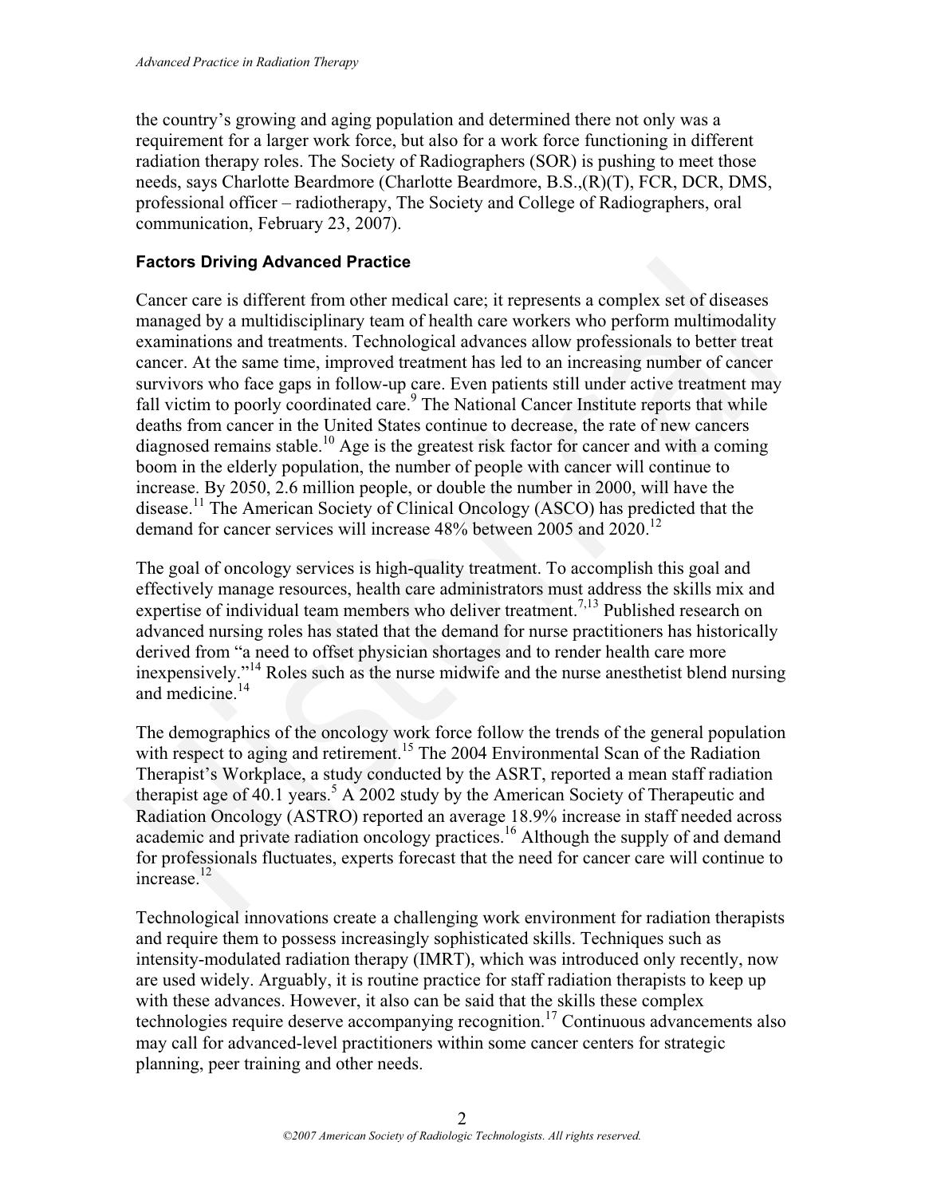the country's growing and aging population and determined there not only was a requirement for a larger work force, but also for a work force functioning in different radiation therapy roles. The Society of Radiographers (SOR) is pushing to meet those needs, says Charlotte Beardmore (Charlotte Beardmore, B.S.,(R)(T), FCR, DCR, DMS, professional officer – radiotherapy, The Society and College of Radiographers, oral communication, February 23, 2007).

### Factors Driving Advanced Practice

Cancer care is different from other medical care; it represents a complex set of diseases managed by a multidisciplinary team of health care workers who perform multimodality examinations and treatments. Technological advances allow professionals to better treat cancer. At the same time, improved treatment has led to an increasing number of cancer survivors who face gaps in follow-up care. Even patients still under active treatment may fall victim to poorly coordinated care.[9] The National Cancer Institute reports that while deaths from cancer in the United States continue to decrease, the rate of new cancers diagnosed remains stable.[10] Age is the greatest risk factor for cancer and with a coming boom in the elderly population, the number of people with cancer will continue to increase. By 2050, 2.6 million people, or double the number in 2000, will have the disease.[11] The American Society of Clinical Oncology (ASCO) has predicted that the demand for cancer services will increase 48% between 2005 and 2020.[12]

The goal of oncology services is high-quality treatment. To accomplish this goal and effectively manage resources, health care administrators must address the skills mix and expertise of individual team members who deliver treatment.[7,13] Published research on advanced nursing roles has stated that the demand for nurse practitioners has historically derived from "a need to offset physician shortages and to render health care more inexpensively."[14] Roles such as the nurse midwife and the nurse anesthetist blend nursing and medicine.[14]

The demographics of the oncology work force follow the trends of the general population with respect to aging and retirement.[15] The 2004 Environmental Scan of the Radiation Therapist's Workplace, a study conducted by the ASRT, reported a mean staff radiation therapist age of 40.1 years.[5] A 2002 study by the American Society of Therapeutic and Radiation Oncology (ASTRO) reported an average 18.9% increase in staff needed across academic and private radiation oncology practices.[16] Although the supply of and demand for professionals fluctuates, experts forecast that the need for cancer care will continue to increase.[12]

Technological innovations create a challenging work environment for radiation therapists and require them to possess increasingly sophisticated skills. Techniques such as intensity-modulated radiation therapy (IMRT), which was introduced only recently, now are used widely. Arguably, it is routine practice for staff radiation therapists to keep up with these advances. However, it also can be said that the skills these complex technologies require deserve accompanying recognition.[17] Continuous advancements also may call for advanced-level practitioners within some cancer centers for strategic planning, peer training and other needs.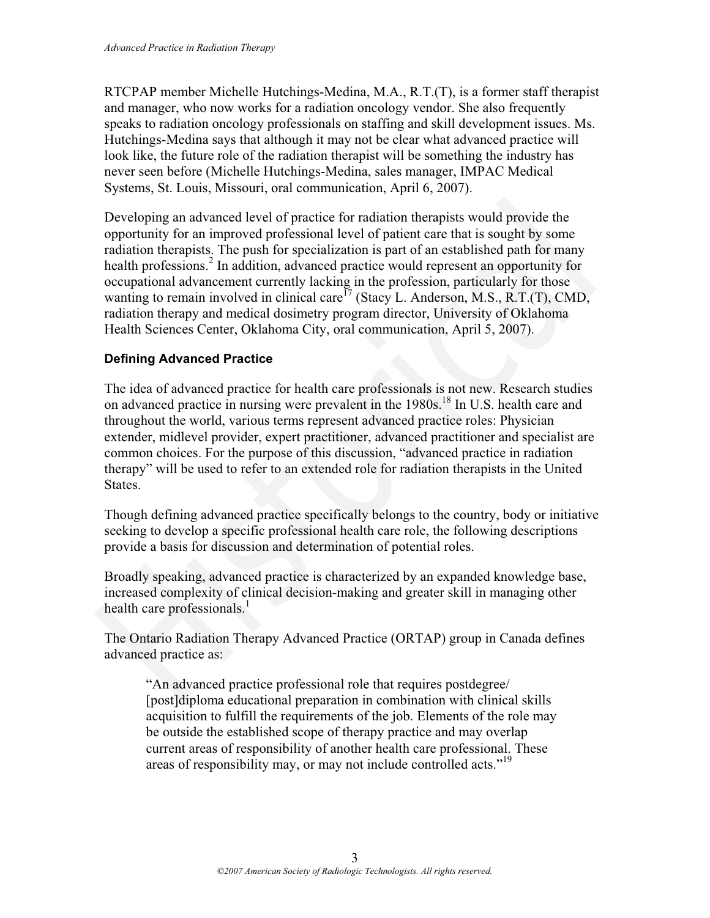RTCPAP member Michelle Hutchings-Medina, M.A., R.T.(T), is a former staff therapist and manager, who now works for a radiation oncology vendor. She also frequently speaks to radiation oncology professionals on staffing and skill development issues. Ms. Hutchings-Medina says that although it may not be clear what advanced practice will look like, the future role of the radiation therapist will be something the industry has never seen before (Michelle Hutchings-Medina, sales manager, IMPAC Medical Systems, St. Louis, Missouri, oral communication, April 6, 2007).

Developing an advanced level of practice for radiation therapists would provide the opportunity for an improved professional level of patient care that is sought by some radiation therapists. The push for specialization is part of an established path for many health professions.[2] In addition, advanced practice would represent an opportunity for occupational advancement currently lacking in the profession, particularly for those wanting to remain involved in clinical care[17] (Stacy L. Anderson, M.S., R.T.(T), CMD, radiation therapy and medical dosimetry program director, University of Oklahoma Health Sciences Center, Oklahoma City, oral communication, April 5, 2007).

### Defining Advanced Practice

The idea of advanced practice for health care professionals is not new. Research studies on advanced practice in nursing were prevalent in the 1980s.[18] In U.S. health care and throughout the world, various terms represent advanced practice roles: Physician extender, midlevel provider, expert practitioner, advanced practitioner and specialist are common choices. For the purpose of this discussion, "advanced practice in radiation therapy" will be used to refer to an extended role for radiation therapists in the United States.

Though defining advanced practice specifically belongs to the country, body or initiative seeking to develop a specific professional health care role, the following descriptions provide a basis for discussion and determination of potential roles.

Broadly speaking, advanced practice is characterized by an expanded knowledge base, increased complexity of clinical decision-making and greater skill in managing other health care professionals.[1]

The Ontario Radiation Therapy Advanced Practice (ORTAP) group in Canada defines advanced practice as:

> "An advanced practice professional role that requires postdegree/ [post]diploma educational preparation in combination with clinical skills acquisition to fulfill the requirements of the job. Elements of the role may be outside the established scope of therapy practice and may overlap current areas of responsibility of another health care professional. These areas of responsibility may, or may not include controlled acts."[19]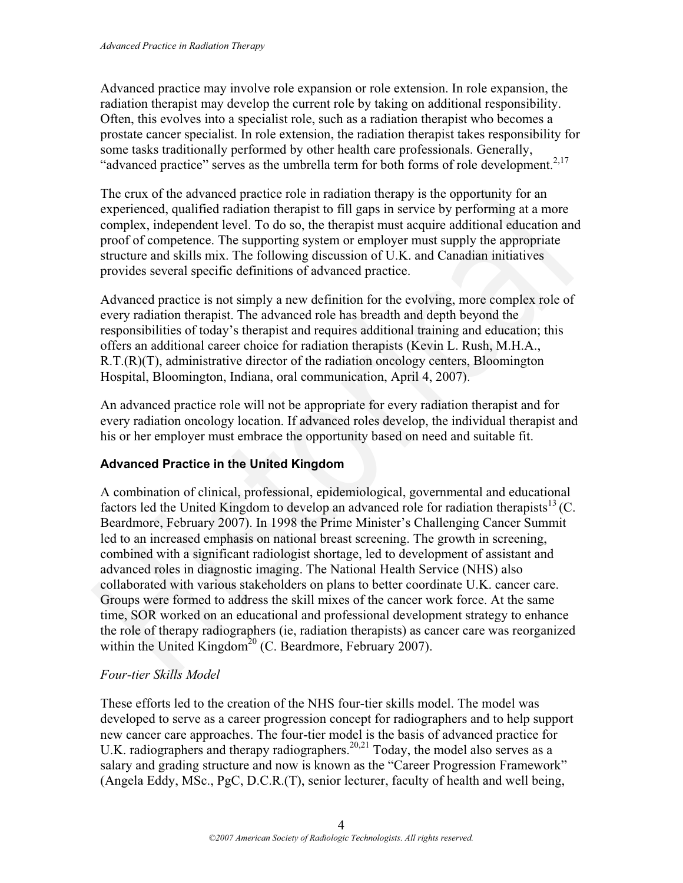Advanced practice may involve role expansion or role extension. In role expansion, the radiation therapist may develop the current role by taking on additional responsibility. Often, this evolves into a specialist role, such as a radiation therapist who becomes a prostate cancer specialist. In role extension, the radiation therapist takes responsibility for some tasks traditionally performed by other health care professionals. Generally, "advanced practice" serves as the umbrella term for both forms of role development.[2,17]

The crux of the advanced practice role in radiation therapy is the opportunity for an experienced, qualified radiation therapist to fill gaps in service by performing at a more complex, independent level. To do so, the therapist must acquire additional education and proof of competence. The supporting system or employer must supply the appropriate structure and skills mix. The following discussion of U.K. and Canadian initiatives provides several specific definitions of advanced practice.

Advanced practice is not simply a new definition for the evolving, more complex role of every radiation therapist. The advanced role has breadth and depth beyond the responsibilities of today's therapist and requires additional training and education; this offers an additional career choice for radiation therapists (Kevin L. Rush, M.H.A., R.T.(R)(T), administrative director of the radiation oncology centers, Bloomington Hospital, Bloomington, Indiana, oral communication, April 4, 2007).

An advanced practice role will not be appropriate for every radiation therapist and for every radiation oncology location. If advanced roles develop, the individual therapist and his or her employer must embrace the opportunity based on need and suitable fit.

### Advanced Practice in the United Kingdom

A combination of clinical, professional, epidemiological, governmental and educational factors led the United Kingdom to develop an advanced role for radiation therapists[13] (C. Beardmore, February 2007). In 1998 the Prime Minister's Challenging Cancer Summit led to an increased emphasis on national breast screening. The growth in screening, combined with a significant radiologist shortage, led to development of assistant and advanced roles in diagnostic imaging. The National Health Service (NHS) also collaborated with various stakeholders on plans to better coordinate U.K. cancer care. Groups were formed to address the skill mixes of the cancer work force. At the same time, SOR worked on an educational and professional development strategy to enhance the role of therapy radiographers (ie, radiation therapists) as cancer care was reorganized within the United Kingdom[20] (C. Beardmore, February 2007).

#### *Four-tier Skills Model*

These efforts led to the creation of the NHS four-tier skills model. The model was developed to serve as a career progression concept for radiographers and to help support new cancer care approaches. The four-tier model is the basis of advanced practice for U.K. radiographers and therapy radiographers.[20,21] Today, the model also serves as a salary and grading structure and now is known as the "Career Progression Framework" (Angela Eddy, MSc., PgC, D.C.R.(T), senior lecturer, faculty of health and well being,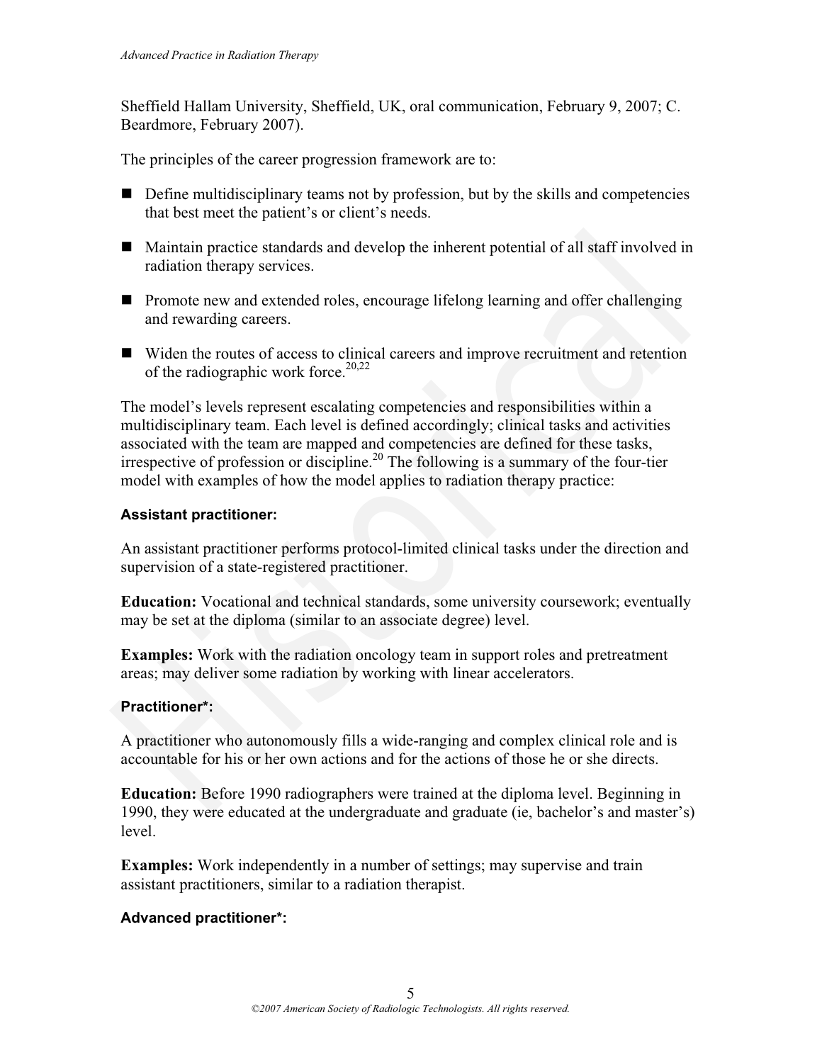Sheffield Hallam University, Sheffield, UK, oral communication, February 9, 2007; C. Beardmore, February 2007).

The principles of the career progression framework are to:

- Define multidisciplinary teams not by profession, but by the skills and competencies that best meet the patient's or client's needs.
- Maintain practice standards and develop the inherent potential of all staff involved in radiation therapy services.
- Promote new and extended roles, encourage lifelong learning and offer challenging and rewarding careers.
- Widen the routes of access to clinical careers and improve recruitment and retention of the radiographic work force.[20,22]

The model's levels represent escalating competencies and responsibilities within a multidisciplinary team. Each level is defined accordingly; clinical tasks and activities associated with the team are mapped and competencies are defined for these tasks, irrespective of profession or discipline.[20] The following is a summary of the four-tier model with examples of how the model applies to radiation therapy practice:

#### Assistant practitioner:

An assistant practitioner performs protocol-limited clinical tasks under the direction and supervision of a state-registered practitioner.

**Education:** Vocational and technical standards, some university coursework; eventually may be set at the diploma (similar to an associate degree) level.

**Examples:** Work with the radiation oncology team in support roles and pretreatment areas; may deliver some radiation by working with linear accelerators.

#### Practitioner*:

A practitioner who autonomously fills a wide-ranging and complex clinical role and is accountable for his or her own actions and for the actions of those he or she directs.

**Education:** Before 1990 radiographers were trained at the diploma level. Beginning in 1990, they were educated at the undergraduate and graduate (ie, bachelor's and master's) level.

**Examples:** Work independently in a number of settings; may supervise and train assistant practitioners, similar to a radiation therapist.

#### Advanced practitioner*: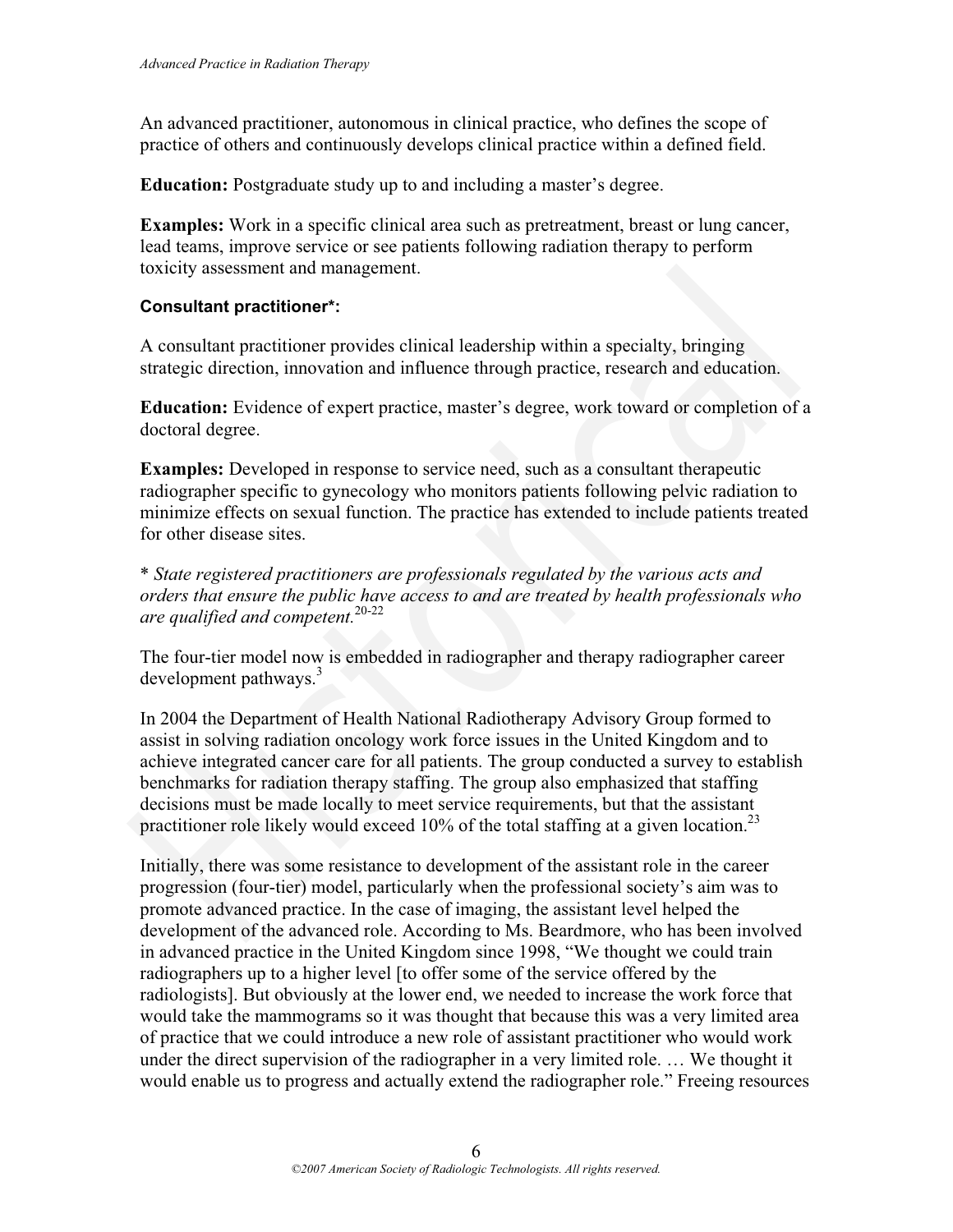An advanced practitioner, autonomous in clinical practice, who defines the scope of practice of others and continuously develops clinical practice within a defined field.

**Education:** Postgraduate study up to and including a master's degree.

**Examples:** Work in a specific clinical area such as pretreatment, breast or lung cancer, lead teams, improve service or see patients following radiation therapy to perform toxicity assessment and management.

**Consultant practitioner*:**

A consultant practitioner provides clinical leadership within a specialty, bringing strategic direction, innovation and influence through practice, research and education.

**Education:** Evidence of expert practice, master's degree, work toward or completion of a doctoral degree.

**Examples:** Developed in response to service need, such as a consultant therapeutic radiographer specific to gynecology who monitors patients following pelvic radiation to minimize effects on sexual function. The practice has extended to include patients treated for other disease sites.

\* *State registered practitioners are professionals regulated by the various acts and orders that ensure the public have access to and are treated by health professionals who are qualified and competent.*[20-22]

The four-tier model now is embedded in radiographer and therapy radiographer career development pathways.[3]

In 2004 the Department of Health National Radiotherapy Advisory Group formed to assist in solving radiation oncology work force issues in the United Kingdom and to achieve integrated cancer care for all patients. The group conducted a survey to establish benchmarks for radiation therapy staffing. The group also emphasized that staffing decisions must be made locally to meet service requirements, but that the assistant practitioner role likely would exceed 10% of the total staffing at a given location.[23]

Initially, there was some resistance to development of the assistant role in the career progression (four-tier) model, particularly when the professional society's aim was to promote advanced practice. In the case of imaging, the assistant level helped the development of the advanced role. According to Ms. Beardmore, who has been involved in advanced practice in the United Kingdom since 1998, "We thought we could train radiographers up to a higher level [to offer some of the service offered by the radiologists]. But obviously at the lower end, we needed to increase the work force that would take the mammograms so it was thought that because this was a very limited area of practice that we could introduce a new role of assistant practitioner who would work under the direct supervision of the radiographer in a very limited role. … We thought it would enable us to progress and actually extend the radiographer role." Freeing resources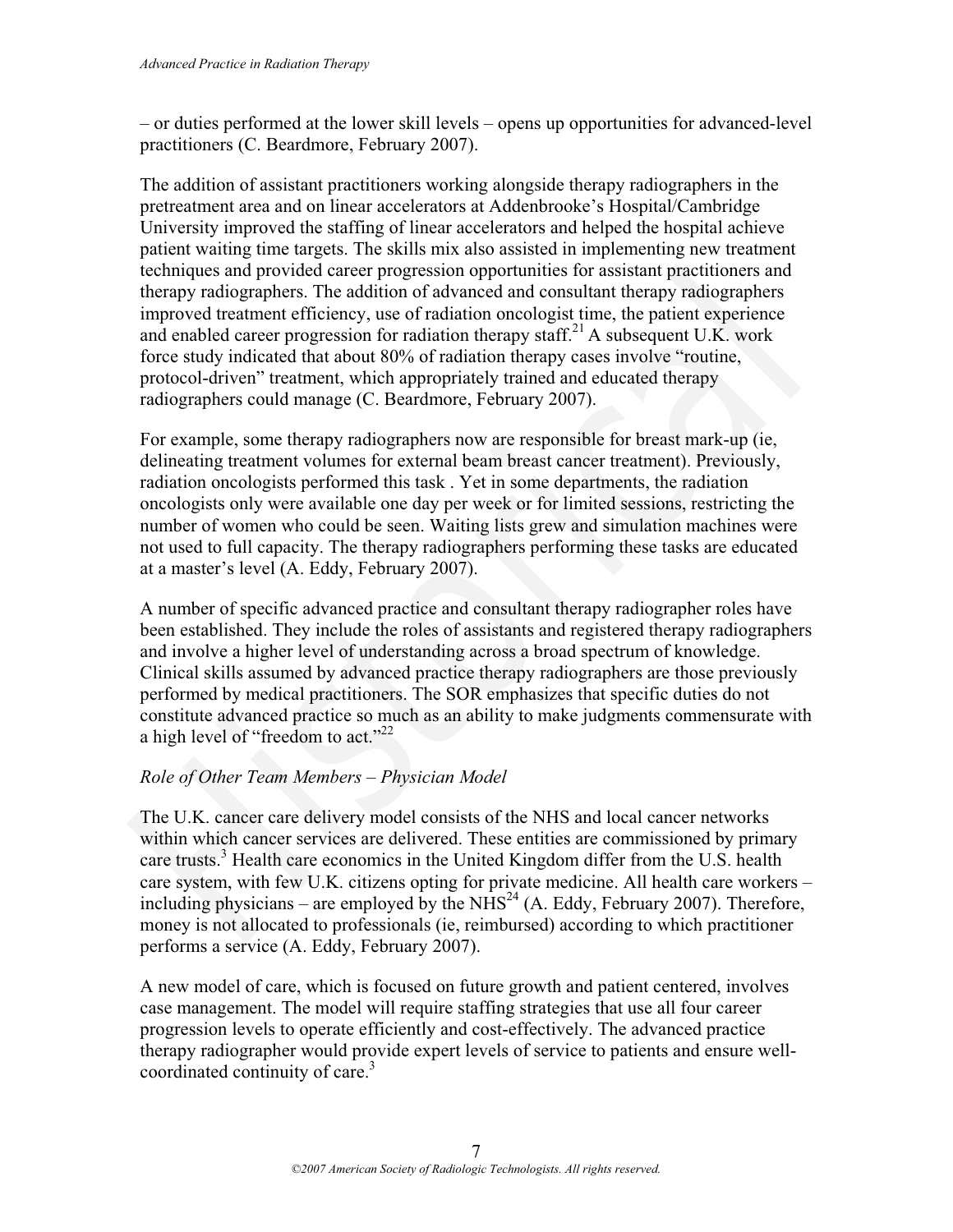– or duties performed at the lower skill levels – opens up opportunities for advanced-level practitioners (C. Beardmore, February 2007).

The addition of assistant practitioners working alongside therapy radiographers in the pretreatment area and on linear accelerators at Addenbrooke's Hospital/Cambridge University improved the staffing of linear accelerators and helped the hospital achieve patient waiting time targets. The skills mix also assisted in implementing new treatment techniques and provided career progression opportunities for assistant practitioners and therapy radiographers. The addition of advanced and consultant therapy radiographers improved treatment efficiency, use of radiation oncologist time, the patient experience and enabled career progression for radiation therapy staff.[21] A subsequent U.K. work force study indicated that about 80% of radiation therapy cases involve "routine, protocol-driven" treatment, which appropriately trained and educated therapy radiographers could manage (C. Beardmore, February 2007).

For example, some therapy radiographers now are responsible for breast mark-up (ie, delineating treatment volumes for external beam breast cancer treatment). Previously, radiation oncologists performed this task . Yet in some departments, the radiation oncologists only were available one day per week or for limited sessions, restricting the number of women who could be seen. Waiting lists grew and simulation machines were not used to full capacity. The therapy radiographers performing these tasks are educated at a master's level (A. Eddy, February 2007).

A number of specific advanced practice and consultant therapy radiographer roles have been established. They include the roles of assistants and registered therapy radiographers and involve a higher level of understanding across a broad spectrum of knowledge. Clinical skills assumed by advanced practice therapy radiographers are those previously performed by medical practitioners. The SOR emphasizes that specific duties do not constitute advanced practice so much as an ability to make judgments commensurate with a high level of "freedom to act."[22]

*Role of Other Team Members – Physician Model*

The U.K. cancer care delivery model consists of the NHS and local cancer networks within which cancer services are delivered. These entities are commissioned by primary care trusts.[3] Health care economics in the United Kingdom differ from the U.S. health care system, with few U.K. citizens opting for private medicine. All health care workers – including physicians – are employed by the NHS[24] (A. Eddy, February 2007). Therefore, money is not allocated to professionals (ie, reimbursed) according to which practitioner performs a service (A. Eddy, February 2007).

A new model of care, which is focused on future growth and patient centered, involves case management. The model will require staffing strategies that use all four career progression levels to operate efficiently and cost-effectively. The advanced practice therapy radiographer would provide expert levels of service to patients and ensure well-coordinated continuity of care.[3]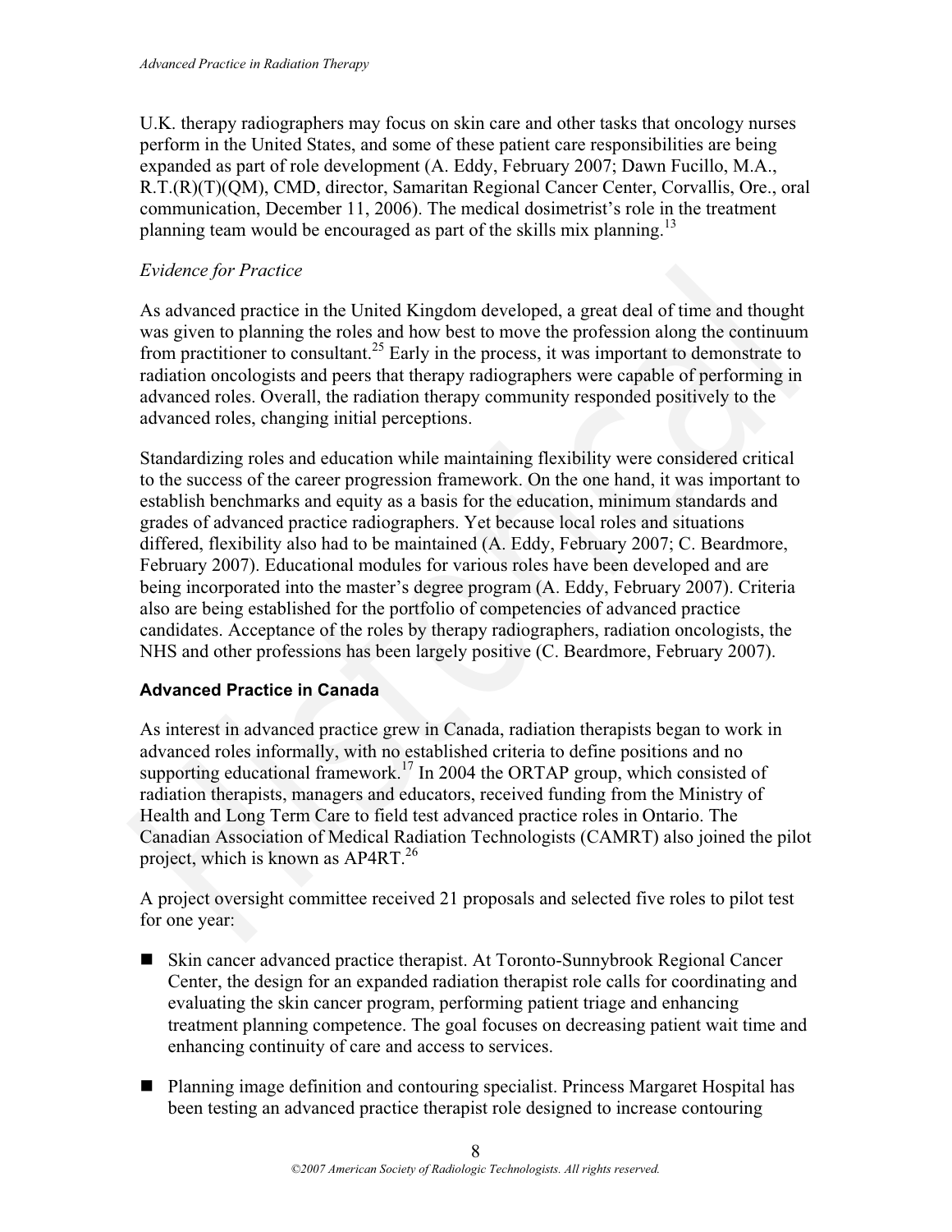U.K. therapy radiographers may focus on skin care and other tasks that oncology nurses perform in the United States, and some of these patient care responsibilities are being expanded as part of role development (A. Eddy, February 2007; Dawn Fucillo, M.A., R.T.(R)(T)(QM), CMD, director, Samaritan Regional Cancer Center, Corvallis, Ore., oral communication, December 11, 2006). The medical dosimetrist's role in the treatment planning team would be encouraged as part of the skills mix planning.[13]

*Evidence for Practice*

As advanced practice in the United Kingdom developed, a great deal of time and thought was given to planning the roles and how best to move the profession along the continuum from practitioner to consultant.[25] Early in the process, it was important to demonstrate to radiation oncologists and peers that therapy radiographers were capable of performing in advanced roles. Overall, the radiation therapy community responded positively to the advanced roles, changing initial perceptions.

Standardizing roles and education while maintaining flexibility were considered critical to the success of the career progression framework. On the one hand, it was important to establish benchmarks and equity as a basis for the education, minimum standards and grades of advanced practice radiographers. Yet because local roles and situations differed, flexibility also had to be maintained (A. Eddy, February 2007; C. Beardmore, February 2007). Educational modules for various roles have been developed and are being incorporated into the master's degree program (A. Eddy, February 2007). Criteria also are being established for the portfolio of competencies of advanced practice candidates. Acceptance of the roles by therapy radiographers, radiation oncologists, the NHS and other professions has been largely positive (C. Beardmore, February 2007).

**Advanced Practice in Canada**

As interest in advanced practice grew in Canada, radiation therapists began to work in advanced roles informally, with no established criteria to define positions and no supporting educational framework.[17] In 2004 the ORTAP group, which consisted of radiation therapists, managers and educators, received funding from the Ministry of Health and Long Term Care to field test advanced practice roles in Ontario. The Canadian Association of Medical Radiation Technologists (CAMRT) also joined the pilot project, which is known as AP4RT.[26]

A project oversight committee received 21 proposals and selected five roles to pilot test for one year:

- Skin cancer advanced practice therapist. At Toronto-Sunnybrook Regional Cancer Center, the design for an expanded radiation therapist role calls for coordinating and evaluating the skin cancer program, performing patient triage and enhancing treatment planning competence. The goal focuses on decreasing patient wait time and enhancing continuity of care and access to services.

- Planning image definition and contouring specialist. Princess Margaret Hospital has been testing an advanced practice therapist role designed to increase contouring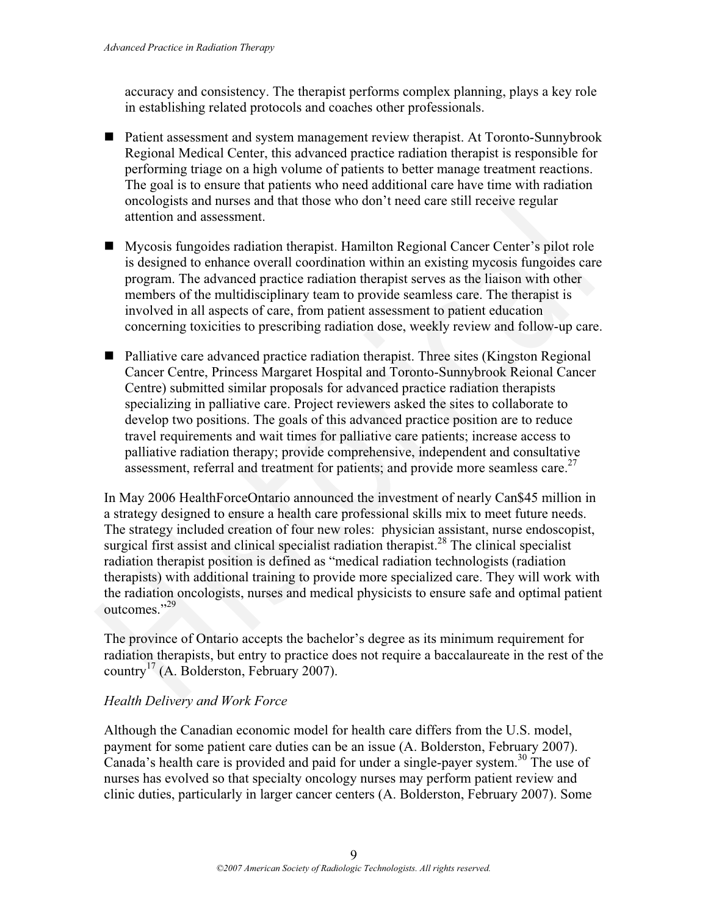accuracy and consistency. The therapist performs complex planning, plays a key role in establishing related protocols and coaches other professionals.

- Patient assessment and system management review therapist. At Toronto-Sunnybrook Regional Medical Center, this advanced practice radiation therapist is responsible for performing triage on a high volume of patients to better manage treatment reactions. The goal is to ensure that patients who need additional care have time with radiation oncologists and nurses and that those who don't need care still receive regular attention and assessment.

- Mycosis fungoides radiation therapist. Hamilton Regional Cancer Center's pilot role is designed to enhance overall coordination within an existing mycosis fungoides care program. The advanced practice radiation therapist serves as the liaison with other members of the multidisciplinary team to provide seamless care. The therapist is involved in all aspects of care, from patient assessment to patient education concerning toxicities to prescribing radiation dose, weekly review and follow-up care.

- Palliative care advanced practice radiation therapist. Three sites (Kingston Regional Cancer Centre, Princess Margaret Hospital and Toronto-Sunnybrook Reional Cancer Centre) submitted similar proposals for advanced practice radiation therapists specializing in palliative care. Project reviewers asked the sites to collaborate to develop two positions. The goals of this advanced practice position are to reduce travel requirements and wait times for palliative care patients; increase access to palliative radiation therapy; provide comprehensive, independent and consultative assessment, referral and treatment for patients; and provide more seamless care.[27]

In May 2006 HealthForceOntario announced the investment of nearly Can$45 million in a strategy designed to ensure a health care professional skills mix to meet future needs. The strategy included creation of four new roles: physician assistant, nurse endoscopist, surgical first assist and clinical specialist radiation therapist.[28] The clinical specialist radiation therapist position is defined as "medical radiation technologists (radiation therapists) with additional training to provide more specialized care. They will work with the radiation oncologists, nurses and medical physicists to ensure safe and optimal patient outcomes."[29]

The province of Ontario accepts the bachelor's degree as its minimum requirement for radiation therapists, but entry to practice does not require a baccalaureate in the rest of the country[17] (A. Bolderston, February 2007).

### *Health Delivery and Work Force*

Although the Canadian economic model for health care differs from the U.S. model, payment for some patient care duties can be an issue (A. Bolderston, February 2007). Canada's health care is provided and paid for under a single-payer system.[30] The use of nurses has evolved so that specialty oncology nurses may perform patient review and clinic duties, particularly in larger cancer centers (A. Bolderston, February 2007). Some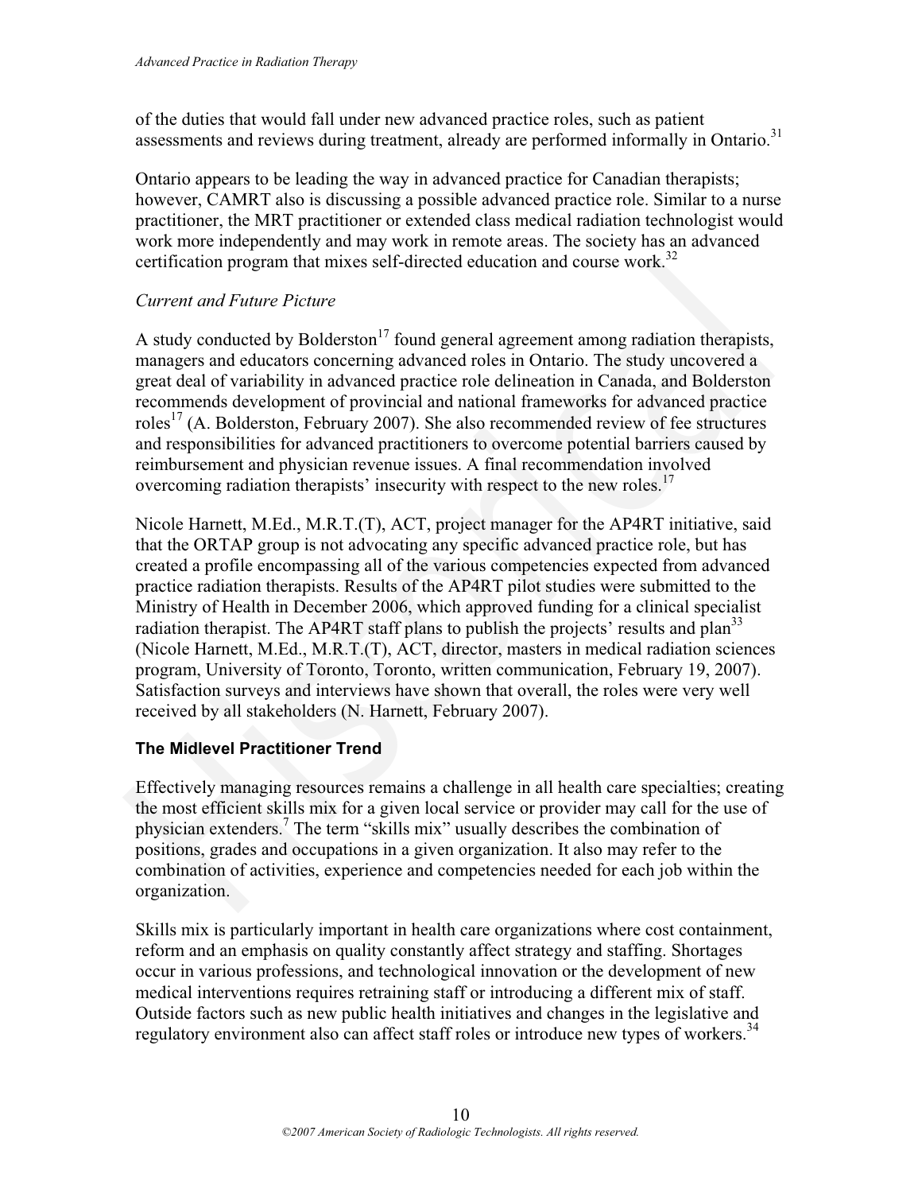of the duties that would fall under new advanced practice roles, such as patient assessments and reviews during treatment, already are performed informally in Ontario.[31]

Ontario appears to be leading the way in advanced practice for Canadian therapists; however, CAMRT also is discussing a possible advanced practice role. Similar to a nurse practitioner, the MRT practitioner or extended class medical radiation technologist would work more independently and may work in remote areas. The society has an advanced certification program that mixes self-directed education and course work.[32]

### *Current and Future Picture*

A study conducted by Bolderston[17] found general agreement among radiation therapists, managers and educators concerning advanced roles in Ontario. The study uncovered a great deal of variability in advanced practice role delineation in Canada, and Bolderston recommends development of provincial and national frameworks for advanced practice roles[17] (A. Bolderston, February 2007). She also recommended review of fee structures and responsibilities for advanced practitioners to overcome potential barriers caused by reimbursement and physician revenue issues. A final recommendation involved overcoming radiation therapists' insecurity with respect to the new roles.[17]

Nicole Harnett, M.Ed., M.R.T.(T), ACT, project manager for the AP4RT initiative, said that the ORTAP group is not advocating any specific advanced practice role, but has created a profile encompassing all of the various competencies expected from advanced practice radiation therapists. Results of the AP4RT pilot studies were submitted to the Ministry of Health in December 2006, which approved funding for a clinical specialist radiation therapist. The AP4RT staff plans to publish the projects' results and plan[33] (Nicole Harnett, M.Ed., M.R.T.(T), ACT, director, masters in medical radiation sciences program, University of Toronto, Toronto, written communication, February 19, 2007). Satisfaction surveys and interviews have shown that overall, the roles were very well received by all stakeholders (N. Harnett, February 2007).

## The Midlevel Practitioner Trend

Effectively managing resources remains a challenge in all health care specialties; creating the most efficient skills mix for a given local service or provider may call for the use of physician extenders.[7] The term "skills mix" usually describes the combination of positions, grades and occupations in a given organization. It also may refer to the combination of activities, experience and competencies needed for each job within the organization.

Skills mix is particularly important in health care organizations where cost containment, reform and an emphasis on quality constantly affect strategy and staffing. Shortages occur in various professions, and technological innovation or the development of new medical interventions requires retraining staff or introducing a different mix of staff. Outside factors such as new public health initiatives and changes in the legislative and regulatory environment also can affect staff roles or introduce new types of workers.[34]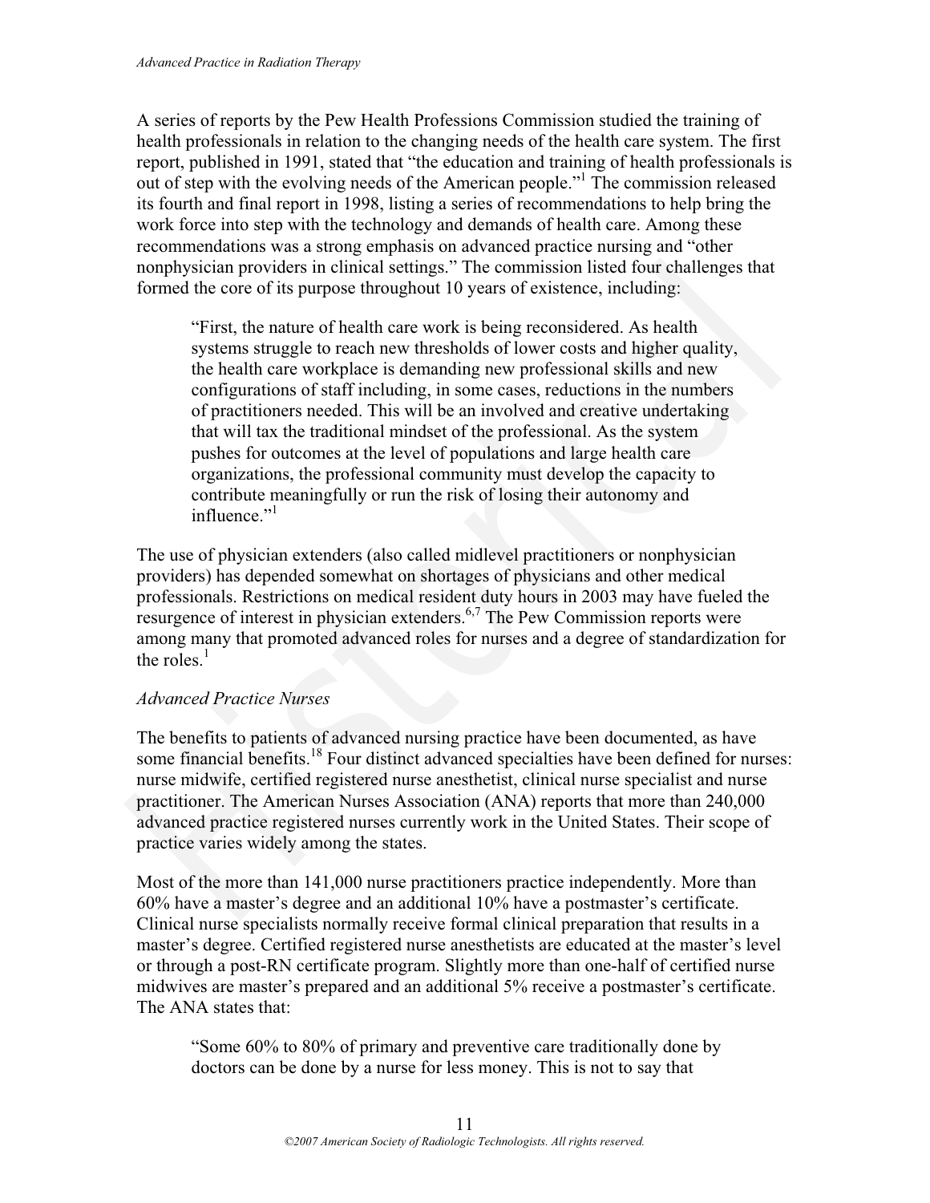A series of reports by the Pew Health Professions Commission studied the training of health professionals in relation to the changing needs of the health care system. The first report, published in 1991, stated that "the education and training of health professionals is out of step with the evolving needs of the American people."[1] The commission released its fourth and final report in 1998, listing a series of recommendations to help bring the work force into step with the technology and demands of health care. Among these recommendations was a strong emphasis on advanced practice nursing and "other nonphysician providers in clinical settings." The commission listed four challenges that formed the core of its purpose throughout 10 years of existence, including:

> "First, the nature of health care work is being reconsidered. As health systems struggle to reach new thresholds of lower costs and higher quality, the health care workplace is demanding new professional skills and new configurations of staff including, in some cases, reductions in the numbers of practitioners needed. This will be an involved and creative undertaking that will tax the traditional mindset of the professional. As the system pushes for outcomes at the level of populations and large health care organizations, the professional community must develop the capacity to contribute meaningfully or run the risk of losing their autonomy and influence."[1]

The use of physician extenders (also called midlevel practitioners or nonphysician providers) has depended somewhat on shortages of physicians and other medical professionals. Restrictions on medical resident duty hours in 2003 may have fueled the resurgence of interest in physician extenders.[6,7] The Pew Commission reports were among many that promoted advanced roles for nurses and a degree of standardization for the roles.[1]

*Advanced Practice Nurses*

The benefits to patients of advanced nursing practice have been documented, as have some financial benefits.[18] Four distinct advanced specialties have been defined for nurses: nurse midwife, certified registered nurse anesthetist, clinical nurse specialist and nurse practitioner. The American Nurses Association (ANA) reports that more than 240,000 advanced practice registered nurses currently work in the United States. Their scope of practice varies widely among the states.

Most of the more than 141,000 nurse practitioners practice independently. More than 60% have a master's degree and an additional 10% have a postmaster's certificate. Clinical nurse specialists normally receive formal clinical preparation that results in a master's degree. Certified registered nurse anesthetists are educated at the master's level or through a post-RN certificate program. Slightly more than one-half of certified nurse midwives are master's prepared and an additional 5% receive a postmaster's certificate. The ANA states that:

> "Some 60% to 80% of primary and preventive care traditionally done by doctors can be done by a nurse for less money. This is not to say that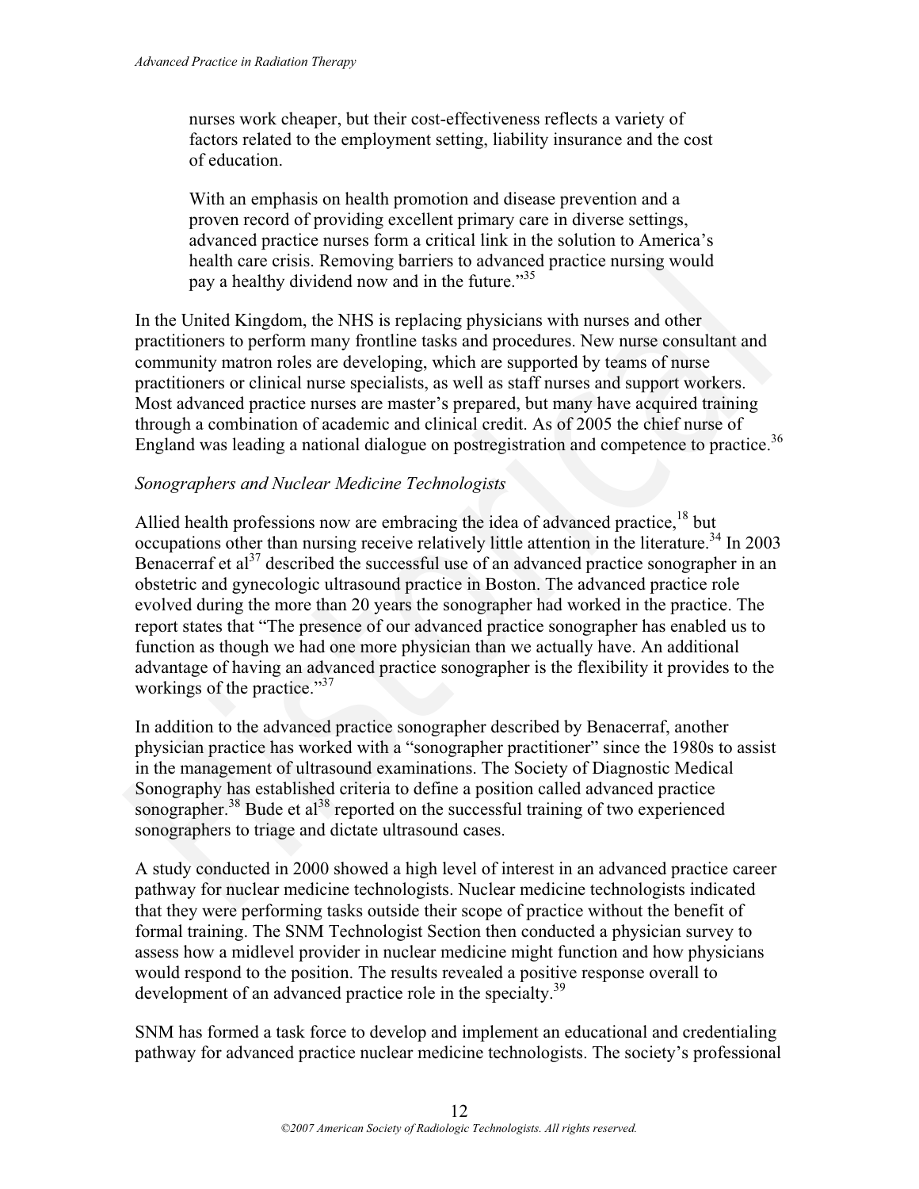> nurses work cheaper, but their cost-effectiveness reflects a variety of factors related to the employment setting, liability insurance and the cost of education.
>
> With an emphasis on health promotion and disease prevention and a proven record of providing excellent primary care in diverse settings, advanced practice nurses form a critical link in the solution to America's health care crisis. Removing barriers to advanced practice nursing would pay a healthy dividend now and in the future."[35]

In the United Kingdom, the NHS is replacing physicians with nurses and other practitioners to perform many frontline tasks and procedures. New nurse consultant and community matron roles are developing, which are supported by teams of nurse practitioners or clinical nurse specialists, as well as staff nurses and support workers. Most advanced practice nurses are master's prepared, but many have acquired training through a combination of academic and clinical credit. As of 2005 the chief nurse of England was leading a national dialogue on postregistration and competence to practice.[36]

*Sonographers and Nuclear Medicine Technologists*

Allied health professions now are embracing the idea of advanced practice,[18] but occupations other than nursing receive relatively little attention in the literature.[34] In 2003 Benacerraf et al[37] described the successful use of an advanced practice sonographer in an obstetric and gynecologic ultrasound practice in Boston. The advanced practice role evolved during the more than 20 years the sonographer had worked in the practice. The report states that "The presence of our advanced practice sonographer has enabled us to function as though we had one more physician than we actually have. An additional advantage of having an advanced practice sonographer is the flexibility it provides to the workings of the practice."[37]

In addition to the advanced practice sonographer described by Benacerraf, another physician practice has worked with a "sonographer practitioner" since the 1980s to assist in the management of ultrasound examinations. The Society of Diagnostic Medical Sonography has established criteria to define a position called advanced practice sonographer.[38] Bude et al[38] reported on the successful training of two experienced sonographers to triage and dictate ultrasound cases.

A study conducted in 2000 showed a high level of interest in an advanced practice career pathway for nuclear medicine technologists. Nuclear medicine technologists indicated that they were performing tasks outside their scope of practice without the benefit of formal training. The SNM Technologist Section then conducted a physician survey to assess how a midlevel provider in nuclear medicine might function and how physicians would respond to the position. The results revealed a positive response overall to development of an advanced practice role in the specialty.[39]

SNM has formed a task force to develop and implement an educational and credentialing pathway for advanced practice nuclear medicine technologists. The society's professional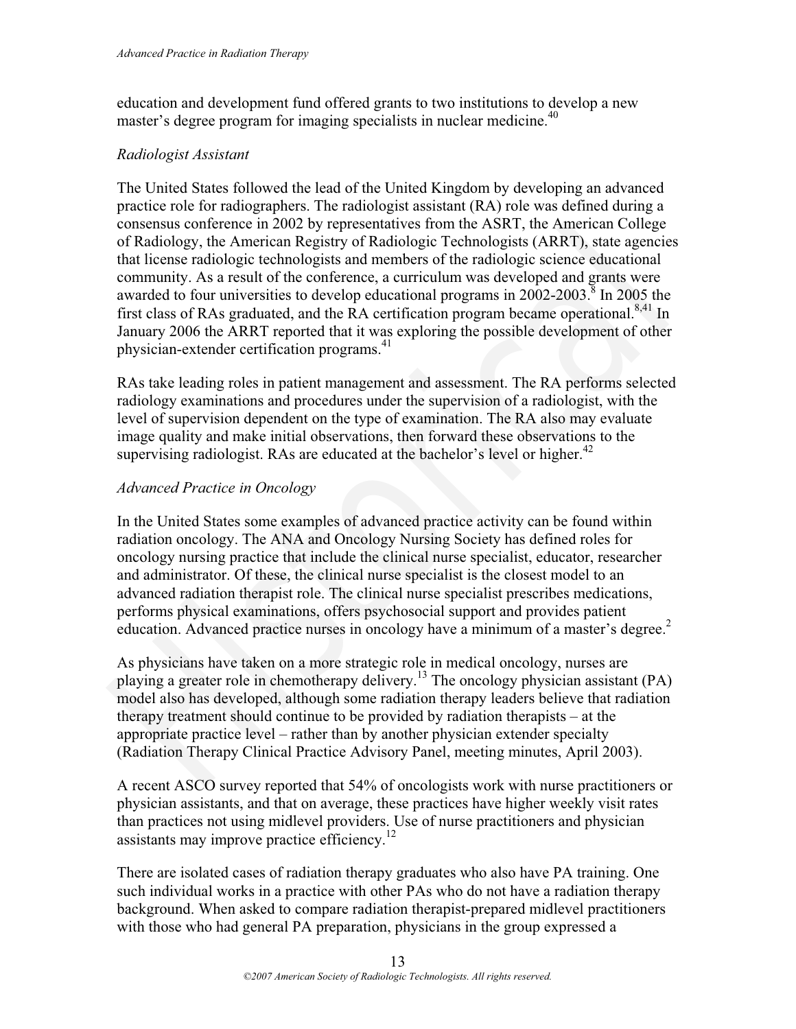education and development fund offered grants to two institutions to develop a new master's degree program for imaging specialists in nuclear medicine.[40]

### *Radiologist Assistant*

The United States followed the lead of the United Kingdom by developing an advanced practice role for radiographers. The radiologist assistant (RA) role was defined during a consensus conference in 2002 by representatives from the ASRT, the American College of Radiology, the American Registry of Radiologic Technologists (ARRT), state agencies that license radiologic technologists and members of the radiologic science educational community. As a result of the conference, a curriculum was developed and grants were awarded to four universities to develop educational programs in 2002-2003.[8] In 2005 the first class of RAs graduated, and the RA certification program became operational.[8,41] In January 2006 the ARRT reported that it was exploring the possible development of other physician-extender certification programs.[41]

RAs take leading roles in patient management and assessment. The RA performs selected radiology examinations and procedures under the supervision of a radiologist, with the level of supervision dependent on the type of examination. The RA also may evaluate image quality and make initial observations, then forward these observations to the supervising radiologist. RAs are educated at the bachelor's level or higher.[42]

### *Advanced Practice in Oncology*

In the United States some examples of advanced practice activity can be found within radiation oncology. The ANA and Oncology Nursing Society has defined roles for oncology nursing practice that include the clinical nurse specialist, educator, researcher and administrator. Of these, the clinical nurse specialist is the closest model to an advanced radiation therapist role. The clinical nurse specialist prescribes medications, performs physical examinations, offers psychosocial support and provides patient education. Advanced practice nurses in oncology have a minimum of a master's degree.[2]

As physicians have taken on a more strategic role in medical oncology, nurses are playing a greater role in chemotherapy delivery.[13] The oncology physician assistant (PA) model also has developed, although some radiation therapy leaders believe that radiation therapy treatment should continue to be provided by radiation therapists – at the appropriate practice level – rather than by another physician extender specialty (Radiation Therapy Clinical Practice Advisory Panel, meeting minutes, April 2003).

A recent ASCO survey reported that 54% of oncologists work with nurse practitioners or physician assistants, and that on average, these practices have higher weekly visit rates than practices not using midlevel providers. Use of nurse practitioners and physician assistants may improve practice efficiency.[12]

There are isolated cases of radiation therapy graduates who also have PA training. One such individual works in a practice with other PAs who do not have a radiation therapy background. When asked to compare radiation therapist-prepared midlevel practitioners with those who had general PA preparation, physicians in the group expressed a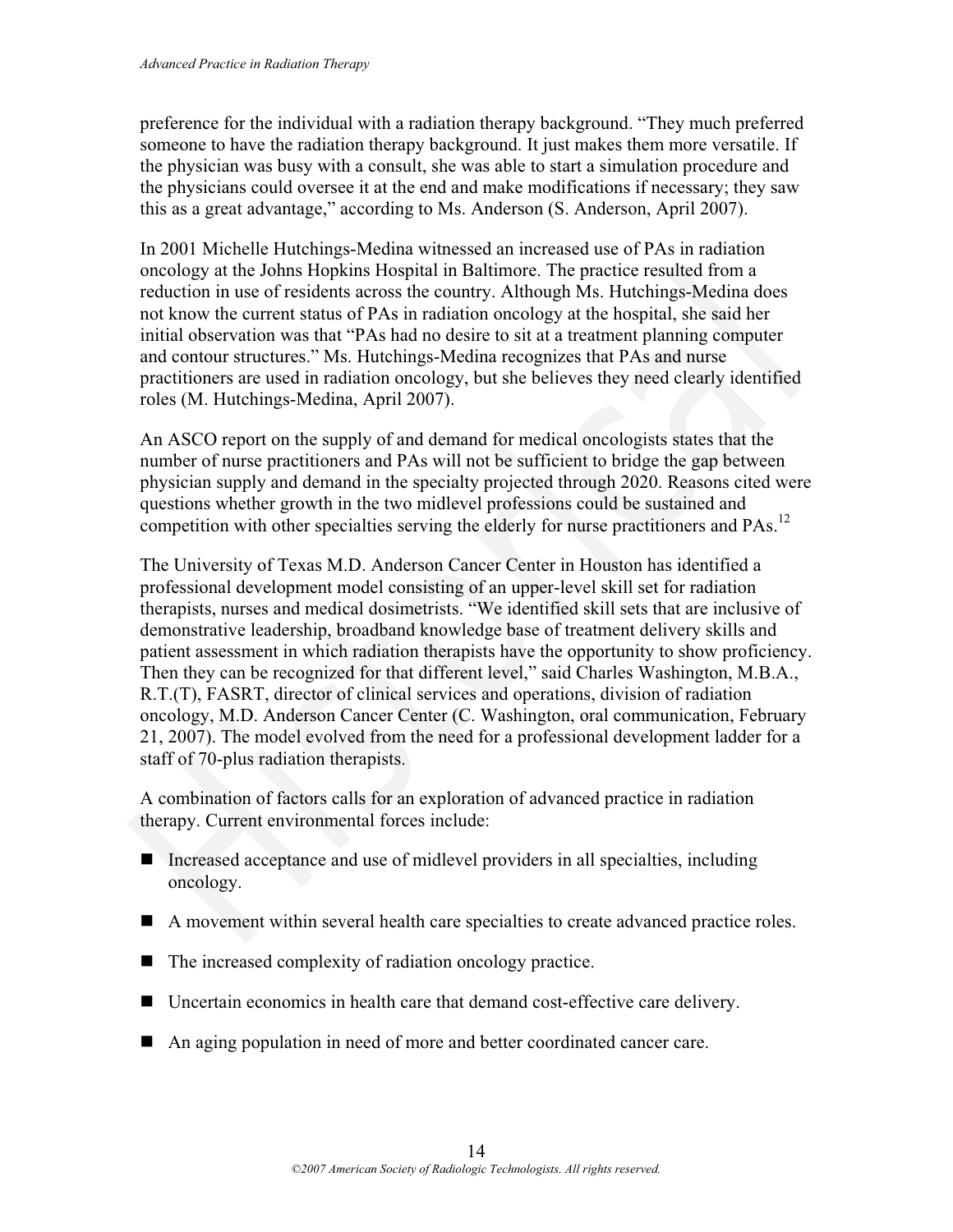preference for the individual with a radiation therapy background. "They much preferred someone to have the radiation therapy background. It just makes them more versatile. If the physician was busy with a consult, she was able to start a simulation procedure and the physicians could oversee it at the end and make modifications if necessary; they saw this as a great advantage," according to Ms. Anderson (S. Anderson, April 2007).

In 2001 Michelle Hutchings-Medina witnessed an increased use of PAs in radiation oncology at the Johns Hopkins Hospital in Baltimore. The practice resulted from a reduction in use of residents across the country. Although Ms. Hutchings-Medina does not know the current status of PAs in radiation oncology at the hospital, she said her initial observation was that "PAs had no desire to sit at a treatment planning computer and contour structures." Ms. Hutchings-Medina recognizes that PAs and nurse practitioners are used in radiation oncology, but she believes they need clearly identified roles (M. Hutchings-Medina, April 2007).

An ASCO report on the supply of and demand for medical oncologists states that the number of nurse practitioners and PAs will not be sufficient to bridge the gap between physician supply and demand in the specialty projected through 2020. Reasons cited were questions whether growth in the two midlevel professions could be sustained and competition with other specialties serving the elderly for nurse practitioners and PAs.[12]

The University of Texas M.D. Anderson Cancer Center in Houston has identified a professional development model consisting of an upper-level skill set for radiation therapists, nurses and medical dosimetrists. "We identified skill sets that are inclusive of demonstrative leadership, broadband knowledge base of treatment delivery skills and patient assessment in which radiation therapists have the opportunity to show proficiency. Then they can be recognized for that different level," said Charles Washington, M.B.A., R.T.(T), FASRT, director of clinical services and operations, division of radiation oncology, M.D. Anderson Cancer Center (C. Washington, oral communication, February 21, 2007). The model evolved from the need for a professional development ladder for a staff of 70-plus radiation therapists.

A combination of factors calls for an exploration of advanced practice in radiation therapy. Current environmental forces include:

- Increased acceptance and use of midlevel providers in all specialties, including oncology.
- A movement within several health care specialties to create advanced practice roles.
- The increased complexity of radiation oncology practice.
- Uncertain economics in health care that demand cost-effective care delivery.
- An aging population in need of more and better coordinated cancer care.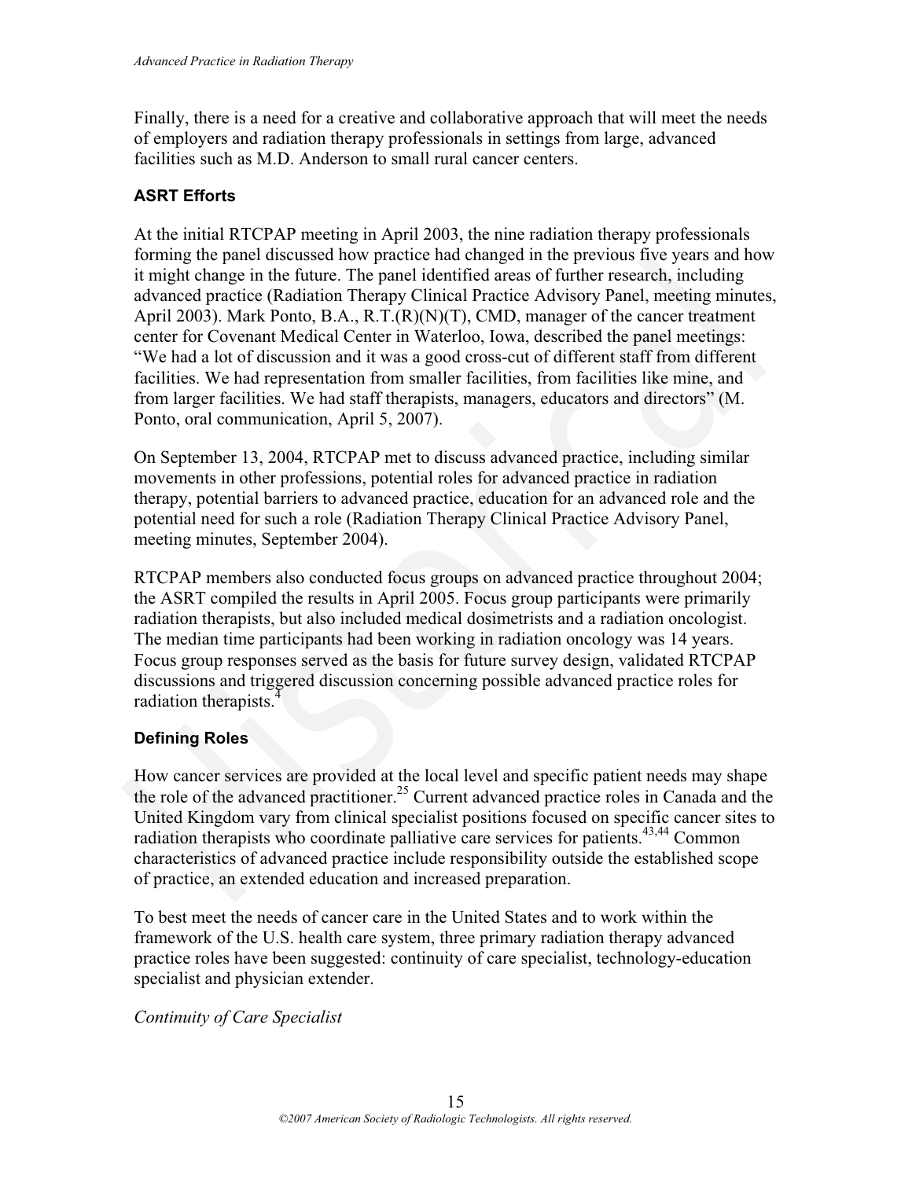Finally, there is a need for a creative and collaborative approach that will meet the needs of employers and radiation therapy professionals in settings from large, advanced facilities such as M.D. Anderson to small rural cancer centers.

### ASRT Efforts

At the initial RTCPAP meeting in April 2003, the nine radiation therapy professionals forming the panel discussed how practice had changed in the previous five years and how it might change in the future. The panel identified areas of further research, including advanced practice (Radiation Therapy Clinical Practice Advisory Panel, meeting minutes, April 2003). Mark Ponto, B.A., R.T.(R)(N)(T), CMD, manager of the cancer treatment center for Covenant Medical Center in Waterloo, Iowa, described the panel meetings: "We had a lot of discussion and it was a good cross-cut of different staff from different facilities. We had representation from smaller facilities, from facilities like mine, and from larger facilities. We had staff therapists, managers, educators and directors" (M. Ponto, oral communication, April 5, 2007).

On September 13, 2004, RTCPAP met to discuss advanced practice, including similar movements in other professions, potential roles for advanced practice in radiation therapy, potential barriers to advanced practice, education for an advanced role and the potential need for such a role (Radiation Therapy Clinical Practice Advisory Panel, meeting minutes, September 2004).

RTCPAP members also conducted focus groups on advanced practice throughout 2004; the ASRT compiled the results in April 2005. Focus group participants were primarily radiation therapists, but also included medical dosimetrists and a radiation oncologist. The median time participants had been working in radiation oncology was 14 years. Focus group responses served as the basis for future survey design, validated RTCPAP discussions and triggered discussion concerning possible advanced practice roles for radiation therapists.[4]

### Defining Roles

How cancer services are provided at the local level and specific patient needs may shape the role of the advanced practitioner.[25] Current advanced practice roles in Canada and the United Kingdom vary from clinical specialist positions focused on specific cancer sites to radiation therapists who coordinate palliative care services for patients.[43,44] Common characteristics of advanced practice include responsibility outside the established scope of practice, an extended education and increased preparation.

To best meet the needs of cancer care in the United States and to work within the framework of the U.S. health care system, three primary radiation therapy advanced practice roles have been suggested: continuity of care specialist, technology-education specialist and physician extender.

*Continuity of Care Specialist*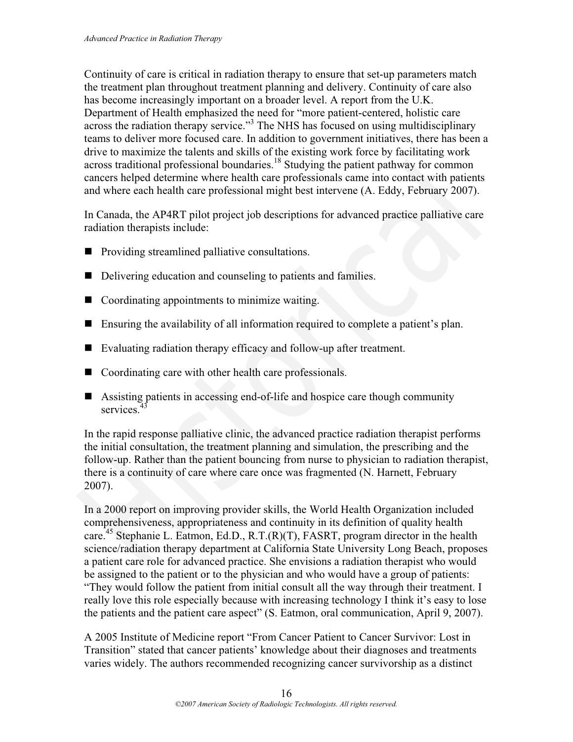Continuity of care is critical in radiation therapy to ensure that set-up parameters match the treatment plan throughout treatment planning and delivery. Continuity of care also has become increasingly important on a broader level. A report from the U.K. Department of Health emphasized the need for "more patient-centered, holistic care across the radiation therapy service."[3] The NHS has focused on using multidisciplinary teams to deliver more focused care. In addition to government initiatives, there has been a drive to maximize the talents and skills of the existing work force by facilitating work across traditional professional boundaries.[18] Studying the patient pathway for common cancers helped determine where health care professionals came into contact with patients and where each health care professional might best intervene (A. Eddy, February 2007).

In Canada, the AP4RT pilot project job descriptions for advanced practice palliative care radiation therapists include:

- Providing streamlined palliative consultations.
- Delivering education and counseling to patients and families.
- Coordinating appointments to minimize waiting.
- Ensuring the availability of all information required to complete a patient's plan.
- Evaluating radiation therapy efficacy and follow-up after treatment.
- Coordinating care with other health care professionals.
- Assisting patients in accessing end-of-life and hospice care though community services.[43]

In the rapid response palliative clinic, the advanced practice radiation therapist performs the initial consultation, the treatment planning and simulation, the prescribing and the follow-up. Rather than the patient bouncing from nurse to physician to radiation therapist, there is a continuity of care where care once was fragmented (N. Harnett, February 2007).

In a 2000 report on improving provider skills, the World Health Organization included comprehensiveness, appropriateness and continuity in its definition of quality health care.[45] Stephanie L. Eatmon, Ed.D., R.T.(R)(T), FASRT, program director in the health science/radiation therapy department at California State University Long Beach, proposes a patient care role for advanced practice. She envisions a radiation therapist who would be assigned to the patient or to the physician and who would have a group of patients: "They would follow the patient from initial consult all the way through their treatment. I really love this role especially because with increasing technology I think it's easy to lose the patients and the patient care aspect" (S. Eatmon, oral communication, April 9, 2007).

A 2005 Institute of Medicine report "From Cancer Patient to Cancer Survivor: Lost in Transition" stated that cancer patients' knowledge about their diagnoses and treatments varies widely. The authors recommended recognizing cancer survivorship as a distinct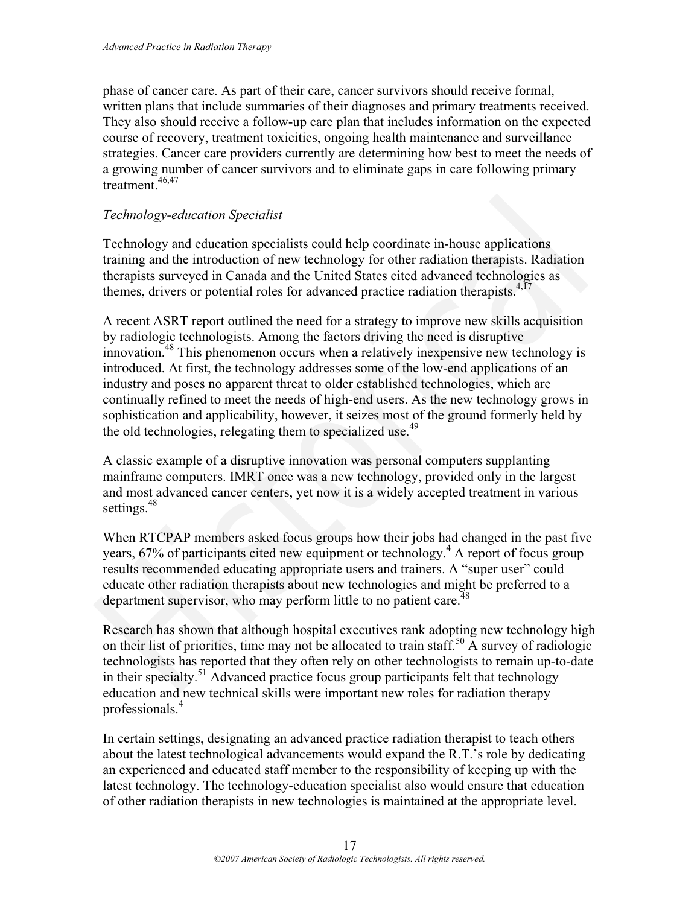phase of cancer care. As part of their care, cancer survivors should receive formal, written plans that include summaries of their diagnoses and primary treatments received. They also should receive a follow-up care plan that includes information on the expected course of recovery, treatment toxicities, ongoing health maintenance and surveillance strategies. Cancer care providers currently are determining how best to meet the needs of a growing number of cancer survivors and to eliminate gaps in care following primary treatment.[46,47]

*Technology-education Specialist*

Technology and education specialists could help coordinate in-house applications training and the introduction of new technology for other radiation therapists. Radiation therapists surveyed in Canada and the United States cited advanced technologies as themes, drivers or potential roles for advanced practice radiation therapists.[4,17]

A recent ASRT report outlined the need for a strategy to improve new skills acquisition by radiologic technologists. Among the factors driving the need is disruptive innovation.[48] This phenomenon occurs when a relatively inexpensive new technology is introduced. At first, the technology addresses some of the low-end applications of an industry and poses no apparent threat to older established technologies, which are continually refined to meet the needs of high-end users. As the new technology grows in sophistication and applicability, however, it seizes most of the ground formerly held by the old technologies, relegating them to specialized use.[49]

A classic example of a disruptive innovation was personal computers supplanting mainframe computers. IMRT once was a new technology, provided only in the largest and most advanced cancer centers, yet now it is a widely accepted treatment in various settings.[48]

When RTCPAP members asked focus groups how their jobs had changed in the past five years, 67% of participants cited new equipment or technology.[4] A report of focus group results recommended educating appropriate users and trainers. A "super user" could educate other radiation therapists about new technologies and might be preferred to a department supervisor, who may perform little to no patient care.[48]

Research has shown that although hospital executives rank adopting new technology high on their list of priorities, time may not be allocated to train staff.[50] A survey of radiologic technologists has reported that they often rely on other technologists to remain up-to-date in their specialty.[51] Advanced practice focus group participants felt that technology education and new technical skills were important new roles for radiation therapy professionals.[4]

In certain settings, designating an advanced practice radiation therapist to teach others about the latest technological advancements would expand the R.T.'s role by dedicating an experienced and educated staff member to the responsibility of keeping up with the latest technology. The technology-education specialist also would ensure that education of other radiation therapists in new technologies is maintained at the appropriate level.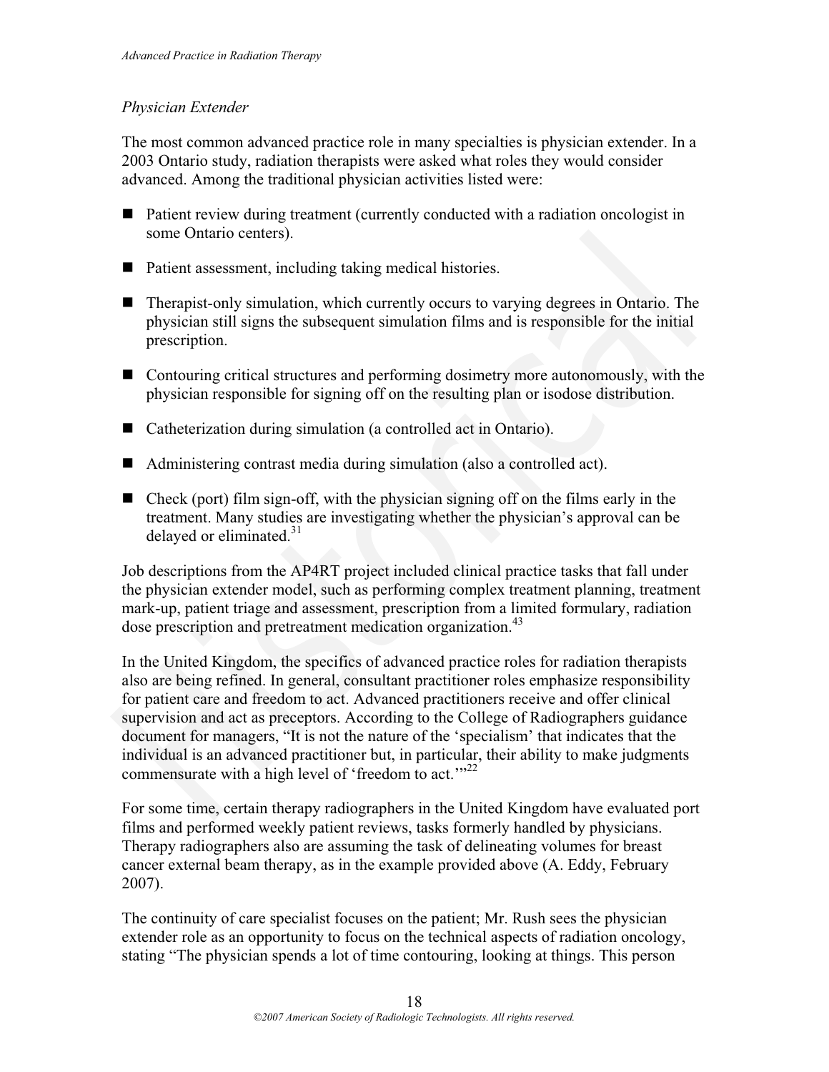*Physician Extender*

The most common advanced practice role in many specialties is physician extender. In a 2003 Ontario study, radiation therapists were asked what roles they would consider advanced. Among the traditional physician activities listed were:

- Patient review during treatment (currently conducted with a radiation oncologist in some Ontario centers).
- Patient assessment, including taking medical histories.
- Therapist-only simulation, which currently occurs to varying degrees in Ontario. The physician still signs the subsequent simulation films and is responsible for the initial prescription.
- Contouring critical structures and performing dosimetry more autonomously, with the physician responsible for signing off on the resulting plan or isodose distribution.
- Catheterization during simulation (a controlled act in Ontario).
- Administering contrast media during simulation (also a controlled act).
- Check (port) film sign-off, with the physician signing off on the films early in the treatment. Many studies are investigating whether the physician's approval can be delayed or eliminated.[31]

Job descriptions from the AP4RT project included clinical practice tasks that fall under the physician extender model, such as performing complex treatment planning, treatment mark-up, patient triage and assessment, prescription from a limited formulary, radiation dose prescription and pretreatment medication organization.[43]

In the United Kingdom, the specifics of advanced practice roles for radiation therapists also are being refined. In general, consultant practitioner roles emphasize responsibility for patient care and freedom to act. Advanced practitioners receive and offer clinical supervision and act as preceptors. According to the College of Radiographers guidance document for managers, "It is not the nature of the 'specialism' that indicates that the individual is an advanced practitioner but, in particular, their ability to make judgments commensurate with a high level of 'freedom to act.'"[22]

For some time, certain therapy radiographers in the United Kingdom have evaluated port films and performed weekly patient reviews, tasks formerly handled by physicians. Therapy radiographers also are assuming the task of delineating volumes for breast cancer external beam therapy, as in the example provided above (A. Eddy, February 2007).

The continuity of care specialist focuses on the patient; Mr. Rush sees the physician extender role as an opportunity to focus on the technical aspects of radiation oncology, stating "The physician spends a lot of time contouring, looking at things. This person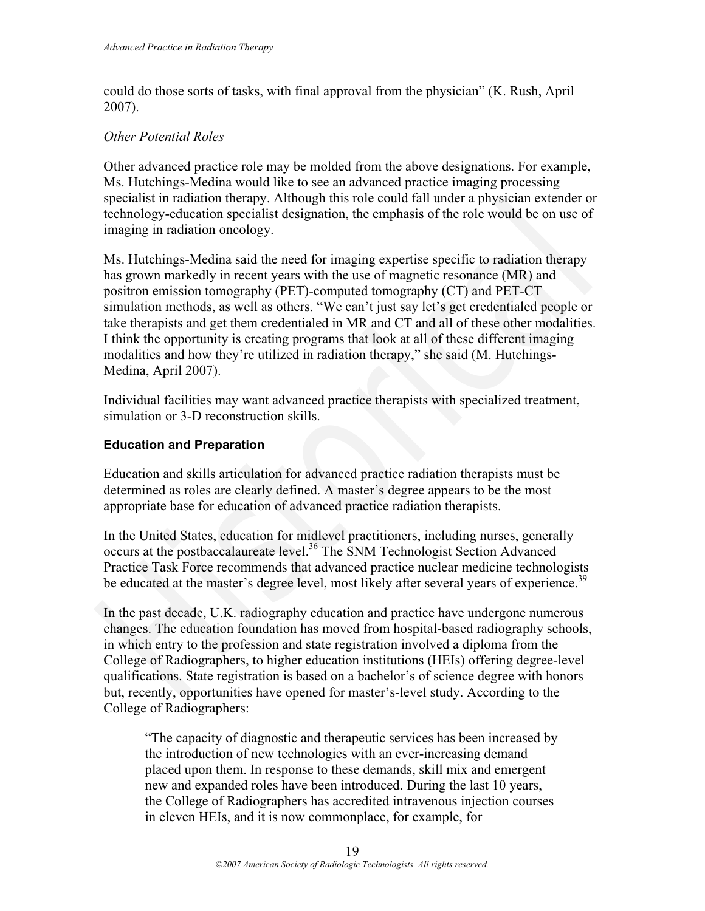could do those sorts of tasks, with final approval from the physician" (K. Rush, April 2007).

*Other Potential Roles*

Other advanced practice role may be molded from the above designations. For example, Ms. Hutchings-Medina would like to see an advanced practice imaging processing specialist in radiation therapy. Although this role could fall under a physician extender or technology-education specialist designation, the emphasis of the role would be on use of imaging in radiation oncology.

Ms. Hutchings-Medina said the need for imaging expertise specific to radiation therapy has grown markedly in recent years with the use of magnetic resonance (MR) and positron emission tomography (PET)-computed tomography (CT) and PET-CT simulation methods, as well as others. "We can't just say let's get credentialed people or take therapists and get them credentialed in MR and CT and all of these other modalities. I think the opportunity is creating programs that look at all of these different imaging modalities and how they're utilized in radiation therapy," she said (M. Hutchings-Medina, April 2007).

Individual facilities may want advanced practice therapists with specialized treatment, simulation or 3-D reconstruction skills.

### Education and Preparation

Education and skills articulation for advanced practice radiation therapists must be determined as roles are clearly defined. A master's degree appears to be the most appropriate base for education of advanced practice radiation therapists.

In the United States, education for midlevel practitioners, including nurses, generally occurs at the postbaccalaureate level.[36] The SNM Technologist Section Advanced Practice Task Force recommends that advanced practice nuclear medicine technologists be educated at the master's degree level, most likely after several years of experience.[39]

In the past decade, U.K. radiography education and practice have undergone numerous changes. The education foundation has moved from hospital-based radiography schools, in which entry to the profession and state registration involved a diploma from the College of Radiographers, to higher education institutions (HEIs) offering degree-level qualifications. State registration is based on a bachelor's of science degree with honors but, recently, opportunities have opened for master's-level study. According to the College of Radiographers:

> "The capacity of diagnostic and therapeutic services has been increased by the introduction of new technologies with an ever-increasing demand placed upon them. In response to these demands, skill mix and emergent new and expanded roles have been introduced. During the last 10 years, the College of Radiographers has accredited intravenous injection courses in eleven HEIs, and it is now commonplace, for example, for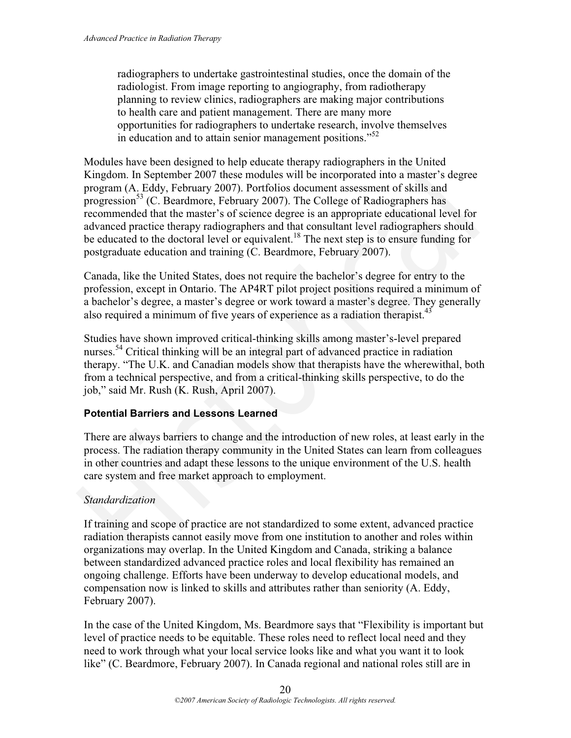radiographers to undertake gastrointestinal studies, once the domain of the radiologist. From image reporting to angiography, from radiotherapy planning to review clinics, radiographers are making major contributions to health care and patient management. There are many more opportunities for radiographers to undertake research, involve themselves in education and to attain senior management positions."[52]

Modules have been designed to help educate therapy radiographers in the United Kingdom. In September 2007 these modules will be incorporated into a master's degree program (A. Eddy, February 2007). Portfolios document assessment of skills and progression[53] (C. Beardmore, February 2007). The College of Radiographers has recommended that the master's of science degree is an appropriate educational level for advanced practice therapy radiographers and that consultant level radiographers should be educated to the doctoral level or equivalent.[18] The next step is to ensure funding for postgraduate education and training (C. Beardmore, February 2007).

Canada, like the United States, does not require the bachelor's degree for entry to the profession, except in Ontario. The AP4RT pilot project positions required a minimum of a bachelor's degree, a master's degree or work toward a master's degree. They generally also required a minimum of five years of experience as a radiation therapist.[43]

Studies have shown improved critical-thinking skills among master's-level prepared nurses.[54] Critical thinking will be an integral part of advanced practice in radiation therapy. "The U.K. and Canadian models show that therapists have the wherewithal, both from a technical perspective, and from a critical-thinking skills perspective, to do the job," said Mr. Rush (K. Rush, April 2007).

### Potential Barriers and Lessons Learned

There are always barriers to change and the introduction of new roles, at least early in the process. The radiation therapy community in the United States can learn from colleagues in other countries and adapt these lessons to the unique environment of the U.S. health care system and free market approach to employment.

#### *Standardization*

If training and scope of practice are not standardized to some extent, advanced practice radiation therapists cannot easily move from one institution to another and roles within organizations may overlap. In the United Kingdom and Canada, striking a balance between standardized advanced practice roles and local flexibility has remained an ongoing challenge. Efforts have been underway to develop educational models, and compensation now is linked to skills and attributes rather than seniority (A. Eddy, February 2007).

In the case of the United Kingdom, Ms. Beardmore says that "Flexibility is important but level of practice needs to be equitable. These roles need to reflect local need and they need to work through what your local service looks like and what you want it to look like" (C. Beardmore, February 2007). In Canada regional and national roles still are in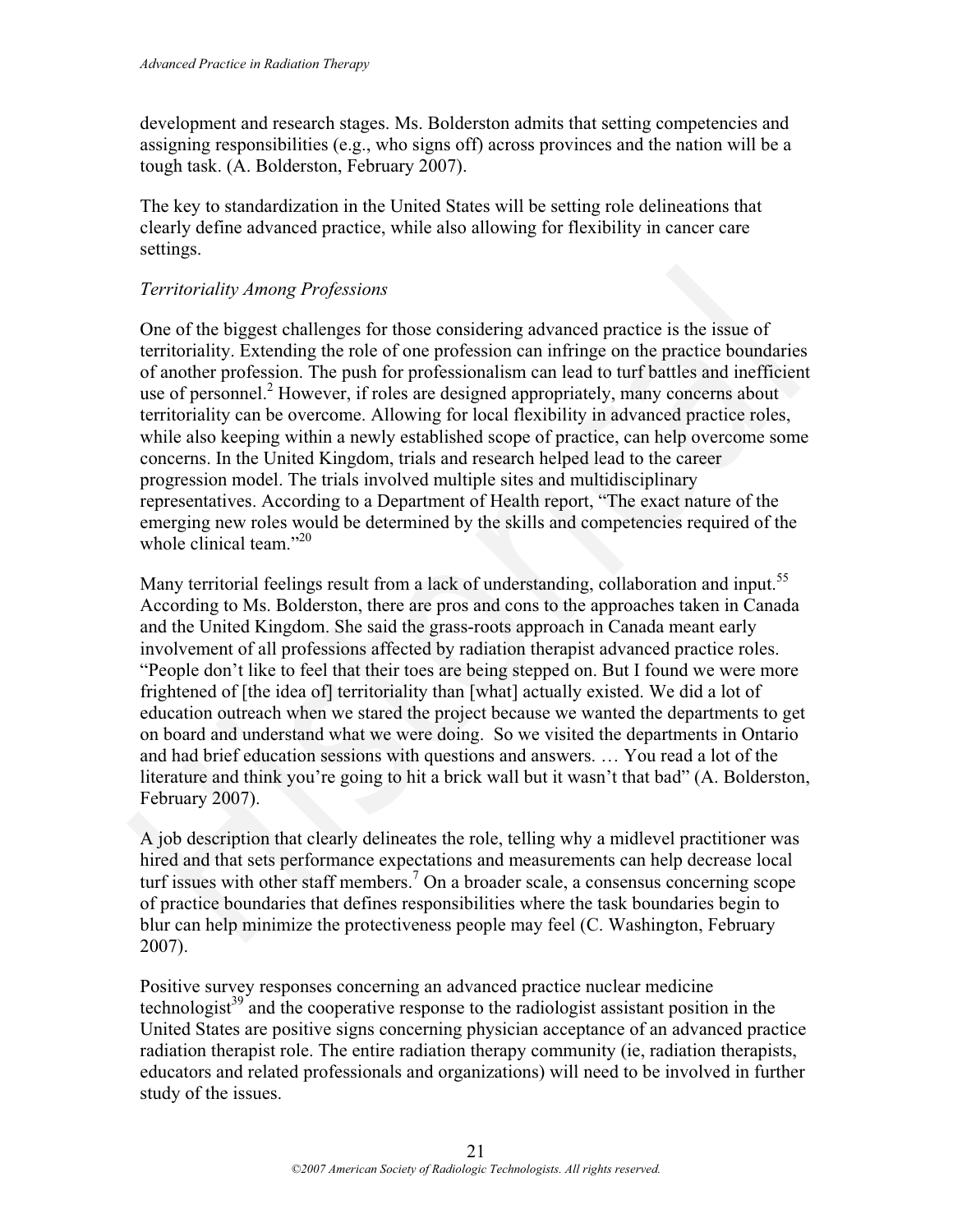development and research stages. Ms. Bolderston admits that setting competencies and assigning responsibilities (e.g., who signs off) across provinces and the nation will be a tough task. (A. Bolderston, February 2007).

The key to standardization in the United States will be setting role delineations that clearly define advanced practice, while also allowing for flexibility in cancer care settings.

### *Territoriality Among Professions*

One of the biggest challenges for those considering advanced practice is the issue of territoriality. Extending the role of one profession can infringe on the practice boundaries of another profession. The push for professionalism can lead to turf battles and inefficient use of personnel.[2] However, if roles are designed appropriately, many concerns about territoriality can be overcome. Allowing for local flexibility in advanced practice roles, while also keeping within a newly established scope of practice, can help overcome some concerns. In the United Kingdom, trials and research helped lead to the career progression model. The trials involved multiple sites and multidisciplinary representatives. According to a Department of Health report, "The exact nature of the emerging new roles would be determined by the skills and competencies required of the whole clinical team."[20]

Many territorial feelings result from a lack of understanding, collaboration and input.[55] According to Ms. Bolderston, there are pros and cons to the approaches taken in Canada and the United Kingdom. She said the grass-roots approach in Canada meant early involvement of all professions affected by radiation therapist advanced practice roles. "People don't like to feel that their toes are being stepped on. But I found we were more frightened of [the idea of] territoriality than [what] actually existed. We did a lot of education outreach when we stared the project because we wanted the departments to get on board and understand what we were doing. So we visited the departments in Ontario and had brief education sessions with questions and answers. … You read a lot of the literature and think you're going to hit a brick wall but it wasn't that bad" (A. Bolderston, February 2007).

A job description that clearly delineates the role, telling why a midlevel practitioner was hired and that sets performance expectations and measurements can help decrease local turf issues with other staff members.[7] On a broader scale, a consensus concerning scope of practice boundaries that defines responsibilities where the task boundaries begin to blur can help minimize the protectiveness people may feel (C. Washington, February 2007).

Positive survey responses concerning an advanced practice nuclear medicine technologist[39] and the cooperative response to the radiologist assistant position in the United States are positive signs concerning physician acceptance of an advanced practice radiation therapist role. The entire radiation therapy community (ie, radiation therapists, educators and related professionals and organizations) will need to be involved in further study of the issues.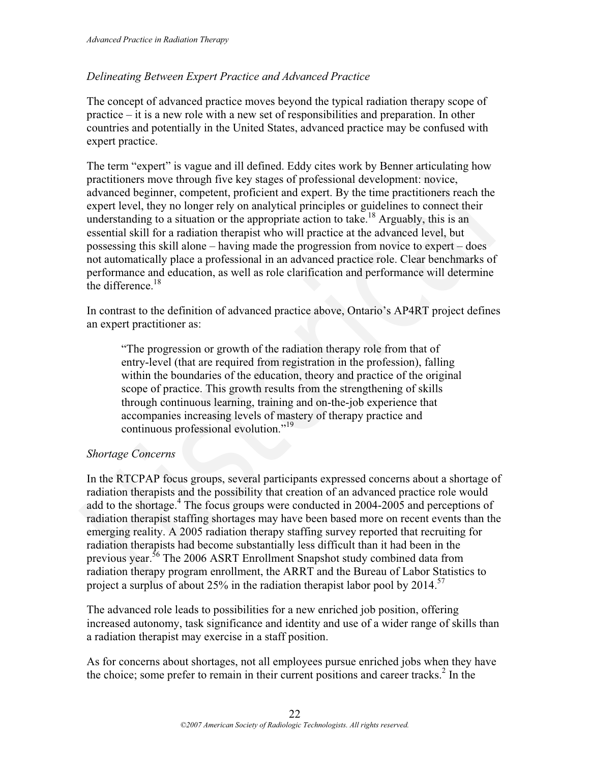### *Delineating Between Expert Practice and Advanced Practice*

The concept of advanced practice moves beyond the typical radiation therapy scope of practice – it is a new role with a new set of responsibilities and preparation. In other countries and potentially in the United States, advanced practice may be confused with expert practice.

The term "expert" is vague and ill defined. Eddy cites work by Benner articulating how practitioners move through five key stages of professional development: novice, advanced beginner, competent, proficient and expert. By the time practitioners reach the expert level, they no longer rely on analytical principles or guidelines to connect their understanding to a situation or the appropriate action to take.[18] Arguably, this is an essential skill for a radiation therapist who will practice at the advanced level, but possessing this skill alone – having made the progression from novice to expert – does not automatically place a professional in an advanced practice role. Clear benchmarks of performance and education, as well as role clarification and performance will determine the difference.[18]

In contrast to the definition of advanced practice above, Ontario's AP4RT project defines an expert practitioner as:

> "The progression or growth of the radiation therapy role from that of entry-level (that are required from registration in the profession), falling within the boundaries of the education, theory and practice of the original scope of practice. This growth results from the strengthening of skills through continuous learning, training and on-the-job experience that accompanies increasing levels of mastery of therapy practice and continuous professional evolution."[19]

### *Shortage Concerns*

In the RTCPAP focus groups, several participants expressed concerns about a shortage of radiation therapists and the possibility that creation of an advanced practice role would add to the shortage.[4] The focus groups were conducted in 2004-2005 and perceptions of radiation therapist staffing shortages may have been based more on recent events than the emerging reality. A 2005 radiation therapy staffing survey reported that recruiting for radiation therapists had become substantially less difficult than it had been in the previous year.[56] The 2006 ASRT Enrollment Snapshot study combined data from radiation therapy program enrollment, the ARRT and the Bureau of Labor Statistics to project a surplus of about 25% in the radiation therapist labor pool by 2014.[57]

The advanced role leads to possibilities for a new enriched job position, offering increased autonomy, task significance and identity and use of a wider range of skills than a radiation therapist may exercise in a staff position.

As for concerns about shortages, not all employees pursue enriched jobs when they have the choice; some prefer to remain in their current positions and career tracks.[2] In the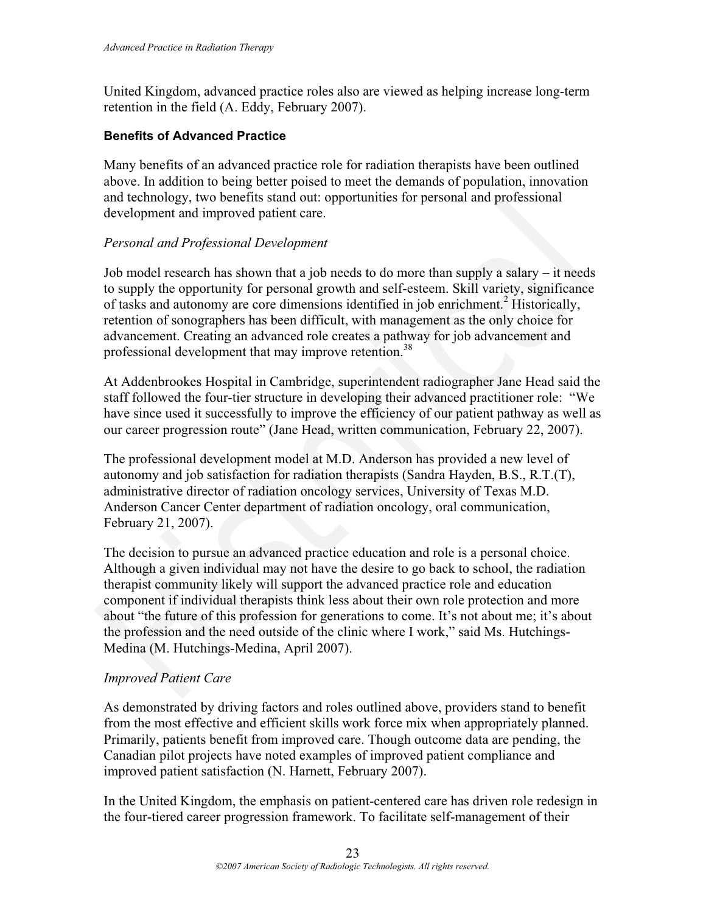United Kingdom, advanced practice roles also are viewed as helping increase long-term retention in the field (A. Eddy, February 2007).

### Benefits of Advanced Practice

Many benefits of an advanced practice role for radiation therapists have been outlined above. In addition to being better poised to meet the demands of population, innovation and technology, two benefits stand out: opportunities for personal and professional development and improved patient care.

*Personal and Professional Development*

Job model research has shown that a job needs to do more than supply a salary – it needs to supply the opportunity for personal growth and self-esteem. Skill variety, significance of tasks and autonomy are core dimensions identified in job enrichment.[2] Historically, retention of sonographers has been difficult, with management as the only choice for advancement. Creating an advanced role creates a pathway for job advancement and professional development that may improve retention.[38]

At Addenbrookes Hospital in Cambridge, superintendent radiographer Jane Head said the staff followed the four-tier structure in developing their advanced practitioner role: "We have since used it successfully to improve the efficiency of our patient pathway as well as our career progression route" (Jane Head, written communication, February 22, 2007).

The professional development model at M.D. Anderson has provided a new level of autonomy and job satisfaction for radiation therapists (Sandra Hayden, B.S., R.T.(T), administrative director of radiation oncology services, University of Texas M.D. Anderson Cancer Center department of radiation oncology, oral communication, February 21, 2007).

The decision to pursue an advanced practice education and role is a personal choice. Although a given individual may not have the desire to go back to school, the radiation therapist community likely will support the advanced practice role and education component if individual therapists think less about their own role protection and more about "the future of this profession for generations to come. It's not about me; it's about the profession and the need outside of the clinic where I work," said Ms. Hutchings-Medina (M. Hutchings-Medina, April 2007).

*Improved Patient Care*

As demonstrated by driving factors and roles outlined above, providers stand to benefit from the most effective and efficient skills work force mix when appropriately planned. Primarily, patients benefit from improved care. Though outcome data are pending, the Canadian pilot projects have noted examples of improved patient compliance and improved patient satisfaction (N. Harnett, February 2007).

In the United Kingdom, the emphasis on patient-centered care has driven role redesign in the four-tiered career progression framework. To facilitate self-management of their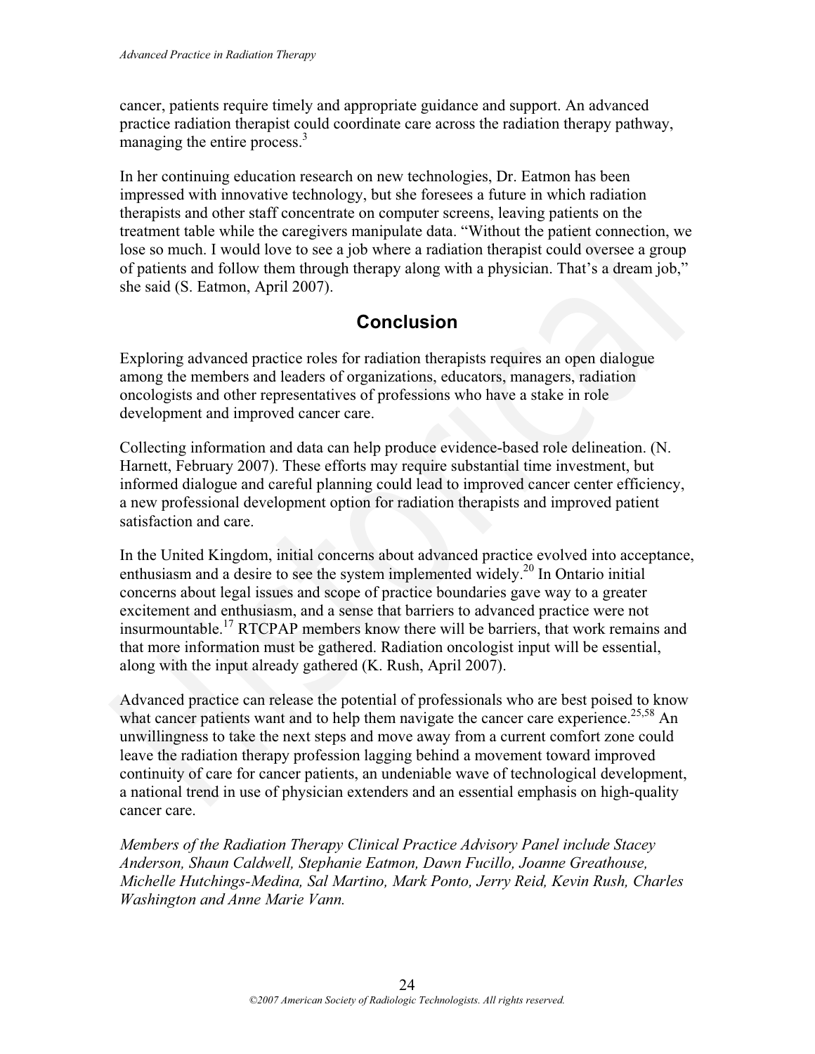cancer, patients require timely and appropriate guidance and support. An advanced practice radiation therapist could coordinate care across the radiation therapy pathway, managing the entire process.[3]

In her continuing education research on new technologies, Dr. Eatmon has been impressed with innovative technology, but she foresees a future in which radiation therapists and other staff concentrate on computer screens, leaving patients on the treatment table while the caregivers manipulate data. "Without the patient connection, we lose so much. I would love to see a job where a radiation therapist could oversee a group of patients and follow them through therapy along with a physician. That's a dream job," she said (S. Eatmon, April 2007).

## Conclusion

Exploring advanced practice roles for radiation therapists requires an open dialogue among the members and leaders of organizations, educators, managers, radiation oncologists and other representatives of professions who have a stake in role development and improved cancer care.

Collecting information and data can help produce evidence-based role delineation. (N. Harnett, February 2007). These efforts may require substantial time investment, but informed dialogue and careful planning could lead to improved cancer center efficiency, a new professional development option for radiation therapists and improved patient satisfaction and care.

In the United Kingdom, initial concerns about advanced practice evolved into acceptance, enthusiasm and a desire to see the system implemented widely.[20] In Ontario initial concerns about legal issues and scope of practice boundaries gave way to a greater excitement and enthusiasm, and a sense that barriers to advanced practice were not insurmountable.[17] RTCPAP members know there will be barriers, that work remains and that more information must be gathered. Radiation oncologist input will be essential, along with the input already gathered (K. Rush, April 2007).

Advanced practice can release the potential of professionals who are best poised to know what cancer patients want and to help them navigate the cancer care experience.[25,58] An unwillingness to take the next steps and move away from a current comfort zone could leave the radiation therapy profession lagging behind a movement toward improved continuity of care for cancer patients, an undeniable wave of technological development, a national trend in use of physician extenders and an essential emphasis on high-quality cancer care.

*Members of the Radiation Therapy Clinical Practice Advisory Panel include Stacey Anderson, Shaun Caldwell, Stephanie Eatmon, Dawn Fucillo, Joanne Greathouse, Michelle Hutchings-Medina, Sal Martino, Mark Ponto, Jerry Reid, Kevin Rush, Charles Washington and Anne Marie Vann.*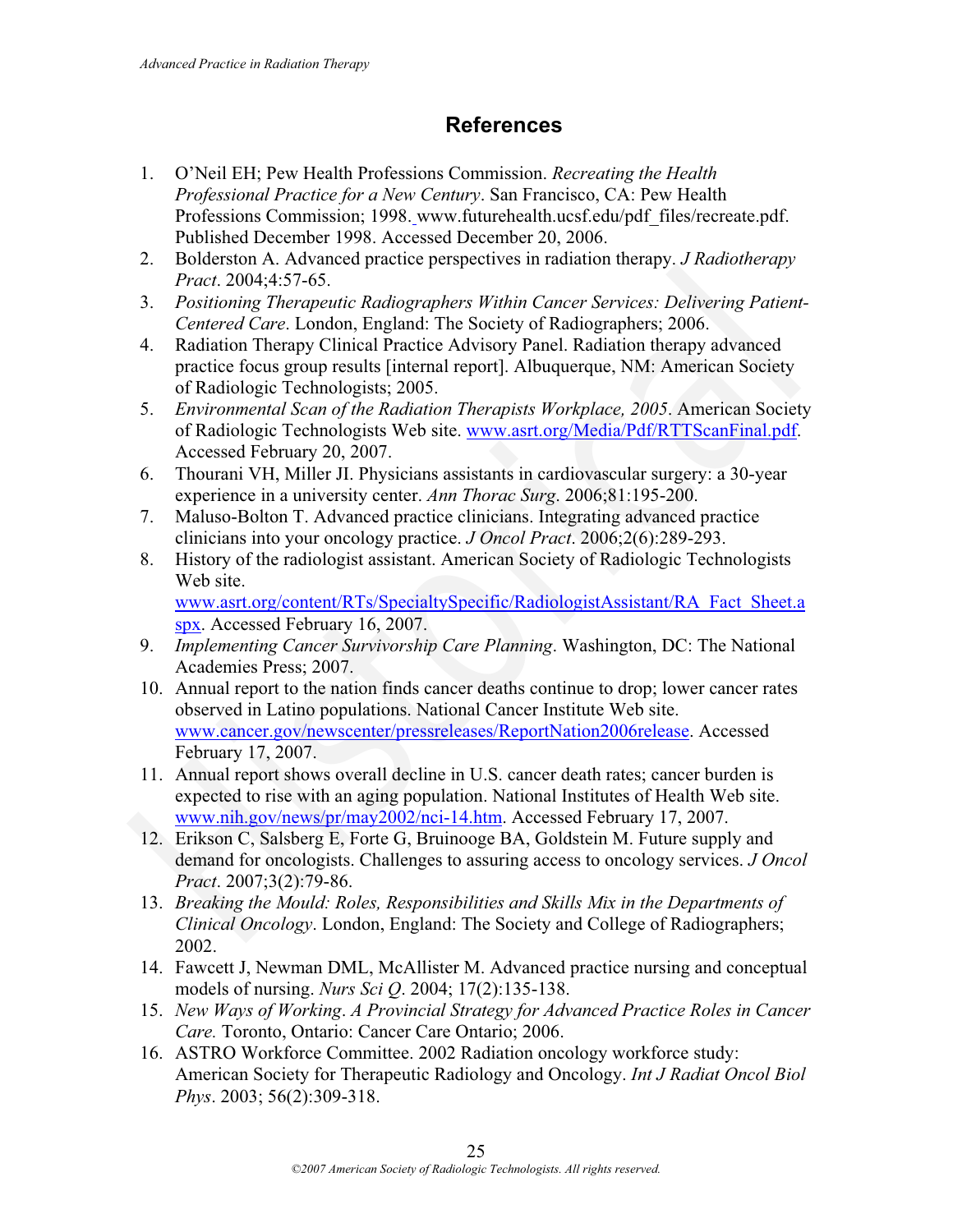## References

1. O'Neil EH; Pew Health Professions Commission. *Recreating the Health Professional Practice for a New Century*. San Francisco, CA: Pew Health Professions Commission; 1998. www.futurehealth.ucsf.edu/pdf_files/recreate.pdf. Published December 1998. Accessed December 20, 2006.
2. Bolderston A. Advanced practice perspectives in radiation therapy. *J Radiotherapy Pract*. 2004;4:57-65.
3. *Positioning Therapeutic Radiographers Within Cancer Services: Delivering Patient-Centered Care*. London, England: The Society of Radiographers; 2006.
4. Radiation Therapy Clinical Practice Advisory Panel. Radiation therapy advanced practice focus group results [internal report]. Albuquerque, NM: American Society of Radiologic Technologists; 2005.
5. *Environmental Scan of the Radiation Therapists Workplace, 2005*. American Society of Radiologic Technologists Web site. www.asrt.org/Media/Pdf/RTTScanFinal.pdf. Accessed February 20, 2007.
6. Thourani VH, Miller JI. Physicians assistants in cardiovascular surgery: a 30-year experience in a university center. *Ann Thorac Surg*. 2006;81:195-200.
7. Maluso-Bolton T. Advanced practice clinicians. Integrating advanced practice clinicians into your oncology practice. *J Oncol Pract*. 2006;2(6):289-293.
8. History of the radiologist assistant. American Society of Radiologic Technologists Web site. www.asrt.org/content/RTs/SpecialtySpecific/RadiologistAssistant/RA_Fact_Sheet.aspx. Accessed February 16, 2007.
9. *Implementing Cancer Survivorship Care Planning*. Washington, DC: The National Academies Press; 2007.
10. Annual report to the nation finds cancer deaths continue to drop; lower cancer rates observed in Latino populations. National Cancer Institute Web site. www.cancer.gov/newscenter/pressreleases/ReportNation2006release. Accessed February 17, 2007.
11. Annual report shows overall decline in U.S. cancer death rates; cancer burden is expected to rise with an aging population. National Institutes of Health Web site. www.nih.gov/news/pr/may2002/nci-14.htm. Accessed February 17, 2007.
12. Erikson C, Salsberg E, Forte G, Bruinooge BA, Goldstein M. Future supply and demand for oncologists. Challenges to assuring access to oncology services. *J Oncol Pract*. 2007;3(2):79-86.
13. *Breaking the Mould: Roles, Responsibilities and Skills Mix in the Departments of Clinical Oncology*. London, England: The Society and College of Radiographers; 2002.
14. Fawcett J, Newman DML, McAllister M. Advanced practice nursing and conceptual models of nursing. *Nurs Sci Q*. 2004; 17(2):135-138.
15. *New Ways of Working*. *A Provincial Strategy for Advanced Practice Roles in Cancer Care.* Toronto, Ontario: Cancer Care Ontario; 2006.
16. ASTRO Workforce Committee. 2002 Radiation oncology workforce study: American Society for Therapeutic Radiology and Oncology. *Int J Radiat Oncol Biol Phys*. 2003; 56(2):309-318.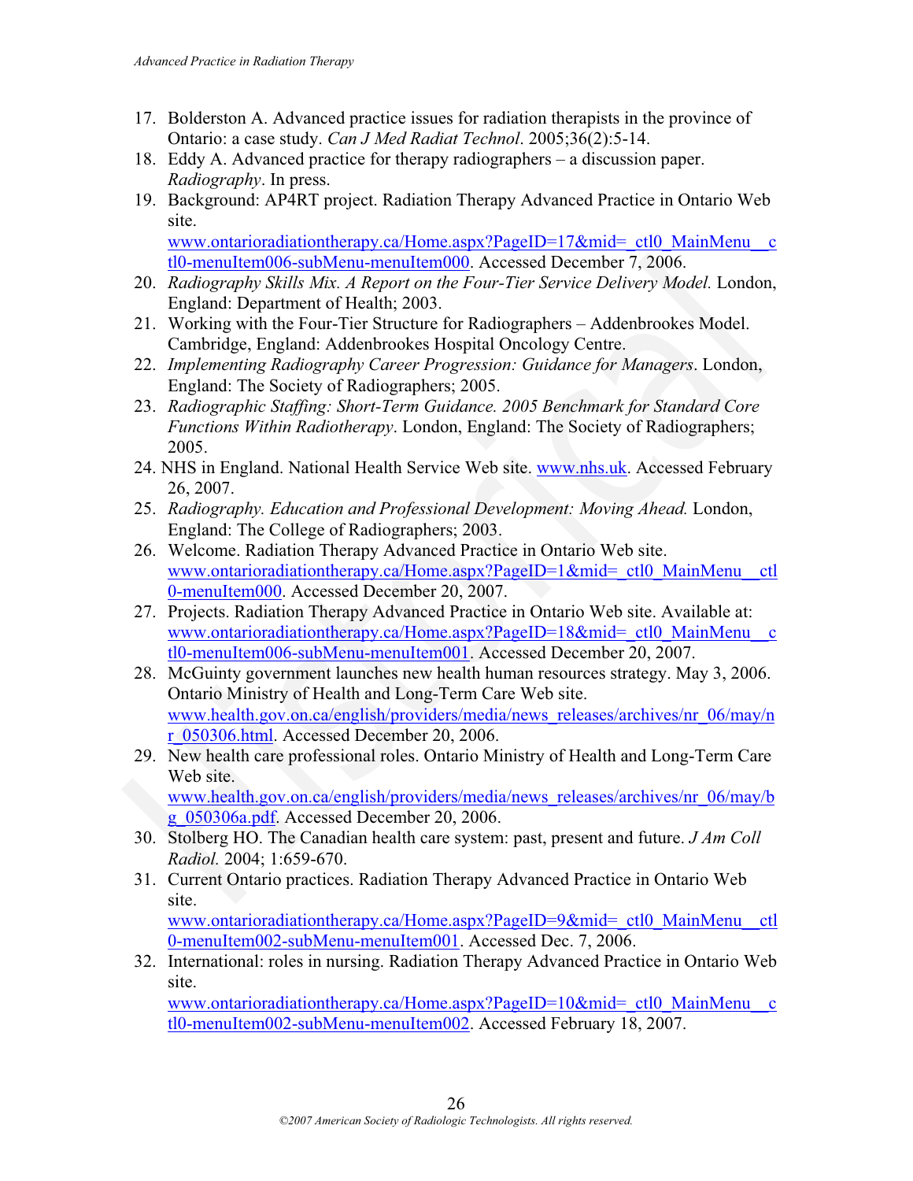17. Bolderston A. Advanced practice issues for radiation therapists in the province of Ontario: a case study. *Can J Med Radiat Technol*. 2005;36(2):5-14.
18. Eddy A. Advanced practice for therapy radiographers – a discussion paper. *Radiography*. In press.
19. Background: AP4RT project. Radiation Therapy Advanced Practice in Ontario Web site. www.ontarioradiationtherapy.ca/Home.aspx?PageID=17&mid=_ctl0_MainMenu__ctl0-menuItem006-subMenu-menuItem000. Accessed December 7, 2006.
20. *Radiography Skills Mix. A Report on the Four-Tier Service Delivery Model.* London, England: Department of Health; 2003.
21. Working with the Four-Tier Structure for Radiographers – Addenbrookes Model. Cambridge, England: Addenbrookes Hospital Oncology Centre.
22. *Implementing Radiography Career Progression: Guidance for Managers*. London, England: The Society of Radiographers; 2005.
23. *Radiographic Staffing: Short-Term Guidance. 2005 Benchmark for Standard Core Functions Within Radiotherapy*. London, England: The Society of Radiographers; 2005.
24. NHS in England. National Health Service Web site. www.nhs.uk. Accessed February 26, 2007.
25. *Radiography. Education and Professional Development: Moving Ahead.* London, England: The College of Radiographers; 2003.
26. Welcome. Radiation Therapy Advanced Practice in Ontario Web site. www.ontarioradiationtherapy.ca/Home.aspx?PageID=1&mid=_ctl0_MainMenu__ctl0-menuItem000. Accessed December 20, 2007.
27. Projects. Radiation Therapy Advanced Practice in Ontario Web site. Available at: www.ontarioradiationtherapy.ca/Home.aspx?PageID=18&mid=_ctl0_MainMenu__ctl0-menuItem006-subMenu-menuItem001. Accessed December 20, 2007.
28. McGuinty government launches new health human resources strategy. May 3, 2006. Ontario Ministry of Health and Long-Term Care Web site. www.health.gov.on.ca/english/providers/media/news_releases/archives/nr_06/may/nr_050306.html. Accessed December 20, 2006.
29. New health care professional roles. Ontario Ministry of Health and Long-Term Care Web site. www.health.gov.on.ca/english/providers/media/news_releases/archives/nr_06/may/bg_050306a.pdf. Accessed December 20, 2006.
30. Stolberg HO. The Canadian health care system: past, present and future. *J Am Coll Radiol.* 2004; 1:659-670.
31. Current Ontario practices. Radiation Therapy Advanced Practice in Ontario Web site. www.ontarioradiationtherapy.ca/Home.aspx?PageID=9&mid=_ctl0_MainMenu__ctl0-menuItem002-subMenu-menuItem001. Accessed Dec. 7, 2006.
32. International: roles in nursing. Radiation Therapy Advanced Practice in Ontario Web site. www.ontarioradiationtherapy.ca/Home.aspx?PageID=10&mid=_ctl0_MainMenu__ctl0-menuItem002-subMenu-menuItem002. Accessed February 18, 2007.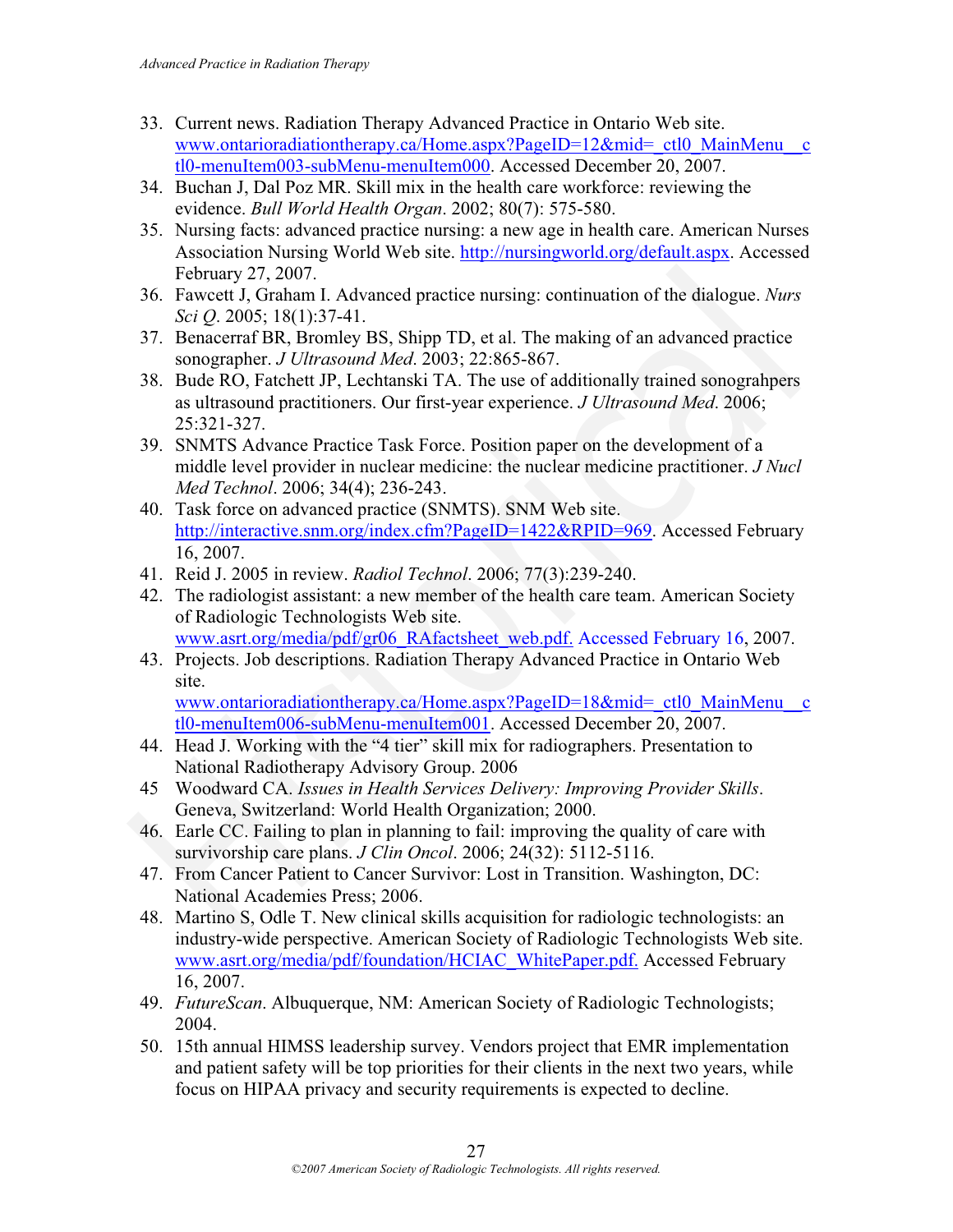33. Current news. Radiation Therapy Advanced Practice in Ontario Web site. www.ontarioradiationtherapy.ca/Home.aspx?PageID=12&mid=_ctl0_MainMenu__ctl0-menuItem003-subMenu-menuItem000. Accessed December 20, 2007.
34. Buchan J, Dal Poz MR. Skill mix in the health care workforce: reviewing the evidence. *Bull World Health Organ*. 2002; 80(7): 575-580.
35. Nursing facts: advanced practice nursing: a new age in health care. American Nurses Association Nursing World Web site. http://nursingworld.org/default.aspx. Accessed February 27, 2007.
36. Fawcett J, Graham I. Advanced practice nursing: continuation of the dialogue. *Nurs Sci Q*. 2005; 18(1):37-41.
37. Benacerraf BR, Bromley BS, Shipp TD, et al. The making of an advanced practice sonographer. *J Ultrasound Med*. 2003; 22:865-867.
38. Bude RO, Fatchett JP, Lechtanski TA. The use of additionally trained sonograhpers as ultrasound practitioners. Our first-year experience. *J Ultrasound Med*. 2006; 25:321-327.
39. SNMTS Advance Practice Task Force. Position paper on the development of a middle level provider in nuclear medicine: the nuclear medicine practitioner. *J Nucl Med Technol*. 2006; 34(4); 236-243.
40. Task force on advanced practice (SNMTS). SNM Web site. http://interactive.snm.org/index.cfm?PageID=1422&RPID=969. Accessed February 16, 2007.
41. Reid J. 2005 in review. *Radiol Technol*. 2006; 77(3):239-240.
42. The radiologist assistant: a new member of the health care team. American Society of Radiologic Technologists Web site. www.asrt.org/media/pdf/gr06_RAfactsheet_web.pdf. Accessed February 16, 2007.
43. Projects. Job descriptions. Radiation Therapy Advanced Practice in Ontario Web site. www.ontarioradiationtherapy.ca/Home.aspx?PageID=18&mid=_ctl0_MainMenu__ctl0-menuItem006-subMenu-menuItem001. Accessed December 20, 2007.
44. Head J. Working with the "4 tier" skill mix for radiographers. Presentation to National Radiotherapy Advisory Group. 2006
45. Woodward CA. *Issues in Health Services Delivery: Improving Provider Skills*. Geneva, Switzerland: World Health Organization; 2000.
46. Earle CC. Failing to plan in planning to fail: improving the quality of care with survivorship care plans. *J Clin Oncol*. 2006; 24(32): 5112-5116.
47. From Cancer Patient to Cancer Survivor: Lost in Transition. Washington, DC: National Academies Press; 2006.
48. Martino S, Odle T. New clinical skills acquisition for radiologic technologists: an industry-wide perspective. American Society of Radiologic Technologists Web site. www.asrt.org/media/pdf/foundation/HCIAC_WhitePaper.pdf. Accessed February 16, 2007.
49. *FutureScan*. Albuquerque, NM: American Society of Radiologic Technologists; 2004.
50. 15th annual HIMSS leadership survey. Vendors project that EMR implementation and patient safety will be top priorities for their clients in the next two years, while focus on HIPAA privacy and security requirements is expected to decline.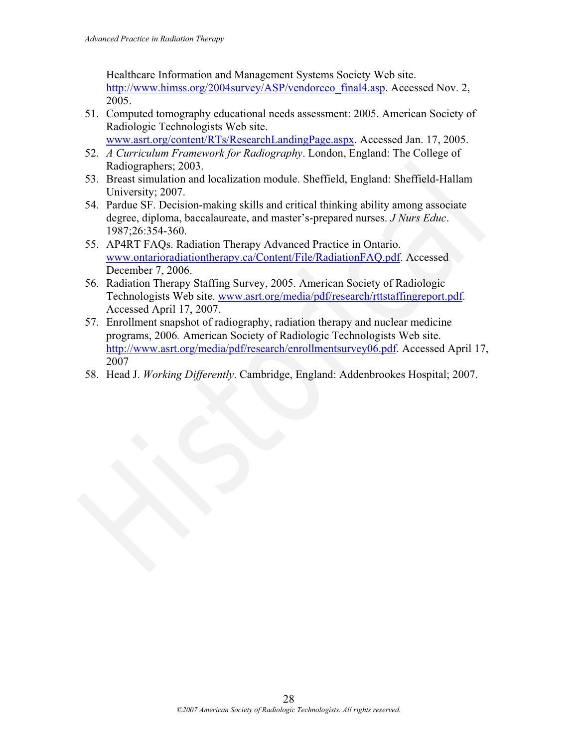Healthcare Information and Management Systems Society Web site. http://www.himss.org/2004survey/ASP/vendorceo_final4.asp. Accessed Nov. 2, 2005.

51. Computed tomography educational needs assessment: 2005. American Society of Radiologic Technologists Web site. www.asrt.org/content/RTs/ResearchLandingPage.aspx. Accessed Jan. 17, 2005.
52. *A Curriculum Framework for Radiography*. London, England: The College of Radiographers; 2003.
53. Breast simulation and localization module. Sheffield, England: Sheffield-Hallam University; 2007.
54. Pardue SF. Decision-making skills and critical thinking ability among associate degree, diploma, baccalaureate, and master's-prepared nurses. *J Nurs Educ*. 1987;26:354-360.
55. AP4RT FAQs. Radiation Therapy Advanced Practice in Ontario. www.ontarioradiationtherapy.ca/Content/File/RadiationFAQ.pdf. Accessed December 7, 2006.
56. Radiation Therapy Staffing Survey, 2005. American Society of Radiologic Technologists Web site. www.asrt.org/media/pdf/research/rttstaffingreport.pdf. Accessed April 17, 2007.
57. Enrollment snapshot of radiography, radiation therapy and nuclear medicine programs, 2006*.* American Society of Radiologic Technologists Web site. http://www.asrt.org/media/pdf/research/enrollmentsurvey06.pdf. Accessed April 17, 2007
58. Head J. *Working Differently*. Cambridge, England: Addenbrookes Hospital; 2007.